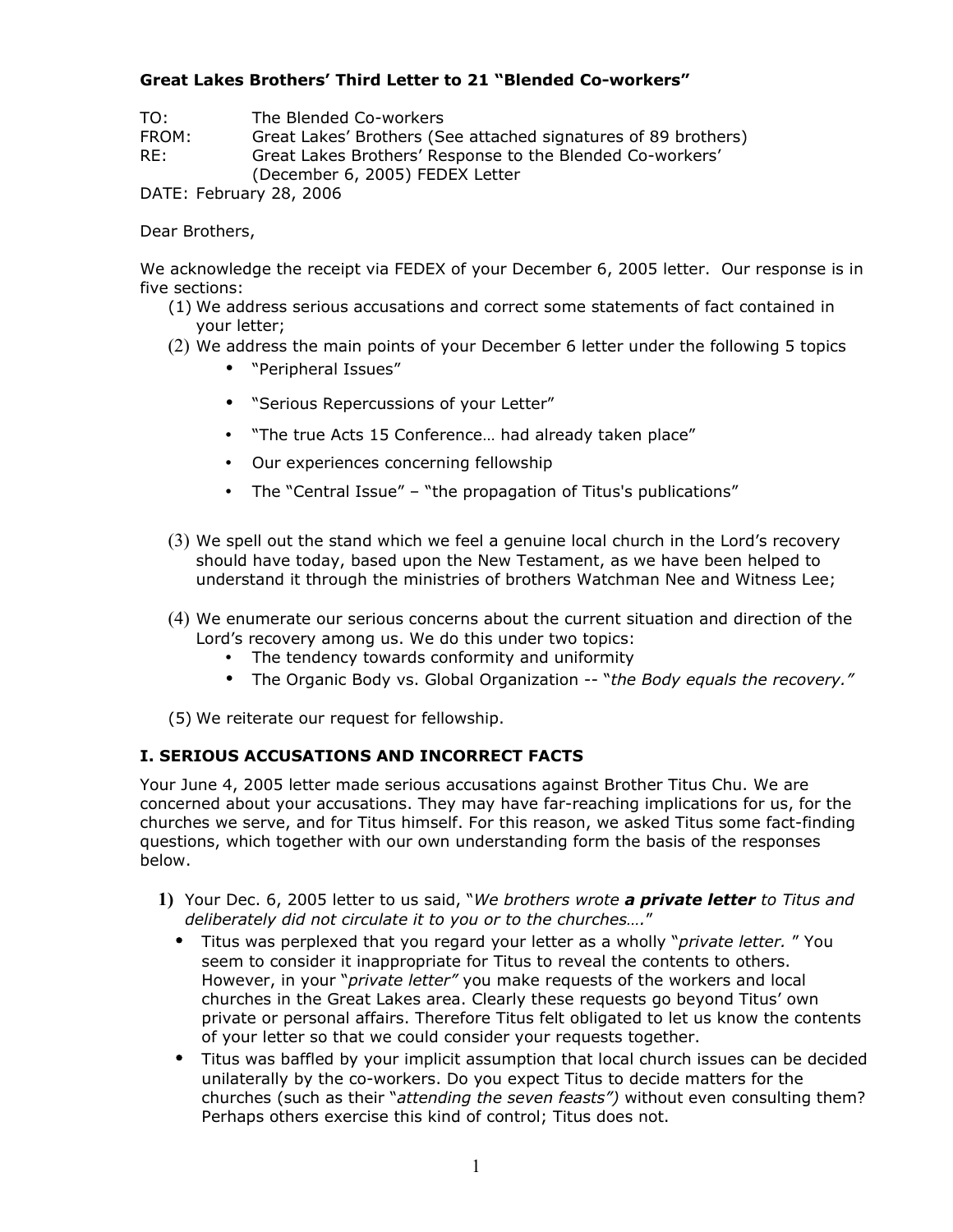**Great Lakes Brothers' Third Letter to 21 "Blended Co-workers"**

TO: The Blended Co-workers
FROM: Great Lakes' Brothers (See attached signatures of 89 brothers)
RE: Great Lakes Brothers' Response to the Blended Co-workers' (December 6, 2005) FEDEX Letter
DATE: February 28, 2006

Dear Brothers,

We acknowledge the receipt via FEDEX of your December 6, 2005 letter. Our response is in five sections:

(1) We address serious accusations and correct some statements of fact contained in your letter;

(2) We address the main points of your December 6 letter under the following 5 topics
- "Peripheral Issues"
- "Serious Repercussions of your Letter"
- "The true Acts 15 Conference… had already taken place"
- Our experiences concerning fellowship
- The "Central Issue" – "the propagation of Titus's publications"

(3) We spell out the stand which we feel a genuine local church in the Lord's recovery should have today, based upon the New Testament, as we have been helped to understand it through the ministries of brothers Watchman Nee and Witness Lee;

(4) We enumerate our serious concerns about the current situation and direction of the Lord's recovery among us. We do this under two topics:
- The tendency towards conformity and uniformity
- The Organic Body vs. Global Organization -- "*the Body equals the recovery.*"

(5) We reiterate our request for fellowship.

## I. SERIOUS ACCUSATIONS AND INCORRECT FACTS

Your June 4, 2005 letter made serious accusations against Brother Titus Chu. We are concerned about your accusations. They may have far-reaching implications for us, for the churches we serve, and for Titus himself. For this reason, we asked Titus some fact-finding questions, which together with our own understanding form the basis of the responses below.

**1)** Your Dec. 6, 2005 letter to us said, "*We brothers wrote* ***a private letter*** *to Titus and deliberately did not circulate it to you or to the churches….*"

- Titus was perplexed that you regard your letter as a wholly "*private letter.* " You seem to consider it inappropriate for Titus to reveal the contents to others. However, in your "*private letter*" you make requests of the workers and local churches in the Great Lakes area. Clearly these requests go beyond Titus' own private or personal affairs. Therefore Titus felt obligated to let us know the contents of your letter so that we could consider your requests together.
- Titus was baffled by your implicit assumption that local church issues can be decided unilaterally by the co-workers. Do you expect Titus to decide matters for the churches (such as their "*attending the seven feasts")* without even consulting them? Perhaps others exercise this kind of control; Titus does not.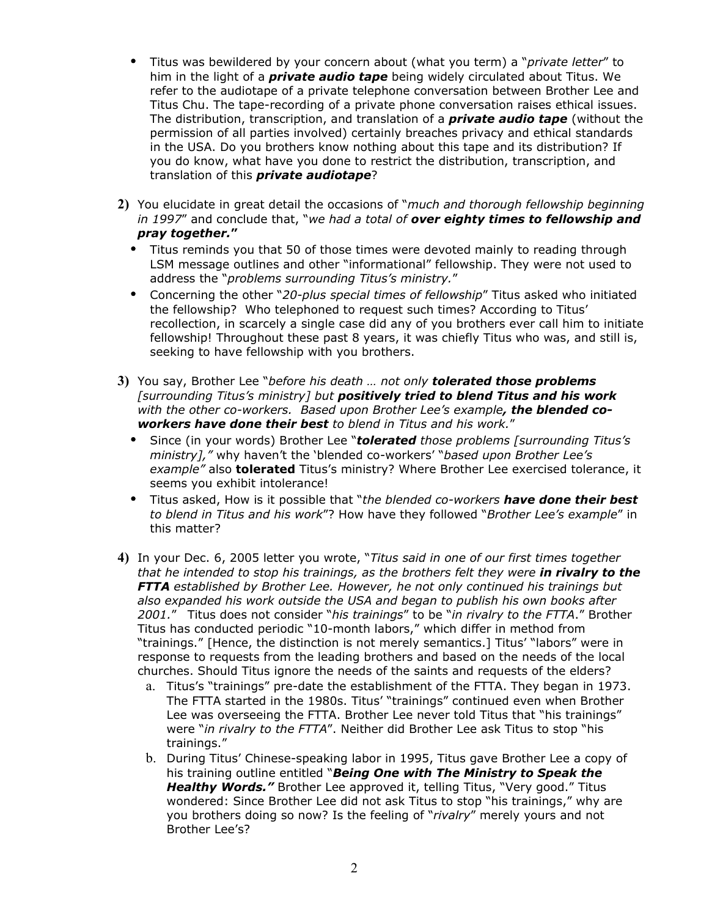- Titus was bewildered by your concern about (what you term) a "*private letter*" to him in the light of a ***private audio tape*** being widely circulated about Titus. We refer to the audiotape of a private telephone conversation between Brother Lee and Titus Chu. The tape-recording of a private phone conversation raises ethical issues. The distribution, transcription, and translation of a ***private audio tape*** (without the permission of all parties involved) certainly breaches privacy and ethical standards in the USA. Do you brothers know nothing about this tape and its distribution? If you do know, what have you done to restrict the distribution, transcription, and translation of this ***private audiotape***?

**2)** You elucidate in great detail the occasions of "*much and thorough fellowship beginning in 1997*" and conclude that, "*we had a total of **over eighty times to fellowship and pray together.***"
- Titus reminds you that 50 of those times were devoted mainly to reading through LSM message outlines and other "informational" fellowship. They were not used to address the "*problems surrounding Titus's ministry.*"
- Concerning the other "*20-plus special times of fellowship*" Titus asked who initiated the fellowship? Who telephoned to request such times? According to Titus' recollection, in scarcely a single case did any of you brothers ever call him to initiate fellowship! Throughout these past 8 years, it was chiefly Titus who was, and still is, seeking to have fellowship with you brothers.

**3)** You say, Brother Lee "*before his death … not only **tolerated those problems** [surrounding Titus's ministry] but **positively tried to blend Titus and his work** with the other co-workers. Based upon Brother Lee's example**, the blended co-workers have done their best** to blend in Titus and his work.*"
- Since (in your words) Brother Lee "***tolerated** those problems [surrounding Titus's ministry],"* why haven't the 'blended co-workers' "*based upon Brother Lee's example"* also **tolerated** Titus's ministry? Where Brother Lee exercised tolerance, it seems you exhibit intolerance!
- Titus asked, How is it possible that "*the blended co-workers **have done their best** to blend in Titus and his work*"? How have they followed "*Brother Lee's example*" in this matter?

**4)** In your Dec. 6, 2005 letter you wrote, "*Titus said in one of our first times together that he intended to stop his trainings, as the brothers felt they were **in rivalry to the FTTA** established by Brother Lee. However, he not only continued his trainings but also expanded his work outside the USA and began to publish his own books after 2001.*" Titus does not consider "*his trainings*" to be "*in rivalry to the FTTA*." Brother Titus has conducted periodic "10-month labors," which differ in method from "trainings." [Hence, the distinction is not merely semantics.] Titus' "labors" were in response to requests from the leading brothers and based on the needs of the local churches. Should Titus ignore the needs of the saints and requests of the elders?

a. Titus's "trainings" pre-date the establishment of the FTTA. They began in 1973. The FTTA started in the 1980s. Titus' "trainings" continued even when Brother Lee was overseeing the FTTA. Brother Lee never told Titus that "his trainings" were "*in rivalry to the FTTA*". Neither did Brother Lee ask Titus to stop "his trainings."

b. During Titus' Chinese-speaking labor in 1995, Titus gave Brother Lee a copy of his training outline entitled "***Being One with The Ministry to Speak the Healthy Words.***" Brother Lee approved it, telling Titus, "Very good." Titus wondered: Since Brother Lee did not ask Titus to stop "his trainings," why are you brothers doing so now? Is the feeling of "*rivalry*" merely yours and not Brother Lee's?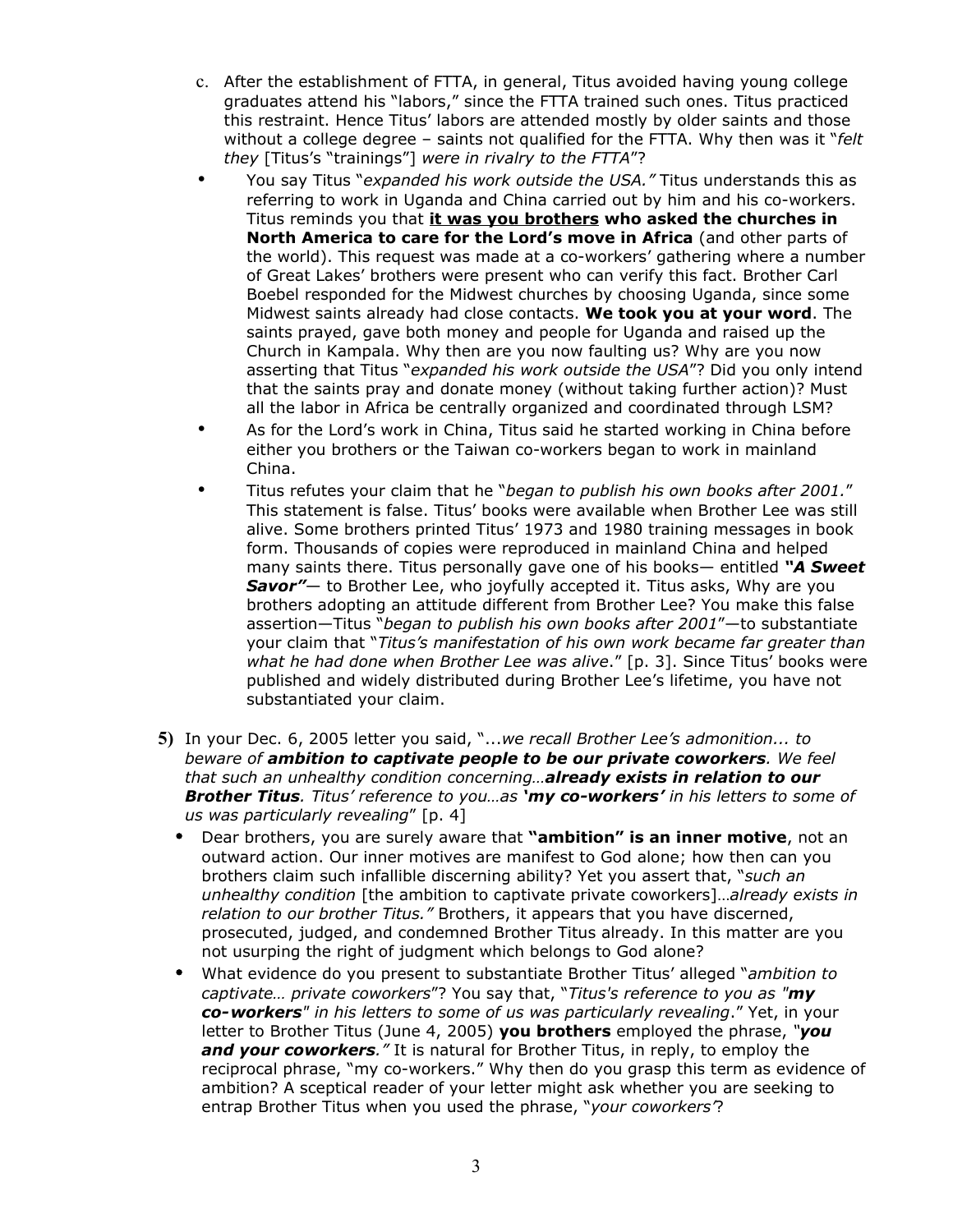c. After the establishment of FTTA, in general, Titus avoided having young college graduates attend his "labors," since the FTTA trained such ones. Titus practiced this restraint. Hence Titus' labors are attended mostly by older saints and those without a college degree – saints not qualified for the FTTA. Why then was it "*felt they* [Titus's "trainings"] *were in rivalry to the FTTA*"?

- You say Titus "*expanded his work outside the USA.*" Titus understands this as referring to work in Uganda and China carried out by him and his co-workers. Titus reminds you that **it was you brothers who asked the churches in North America to care for the Lord's move in Africa** (and other parts of the world). This request was made at a co-workers' gathering where a number of Great Lakes' brothers were present who can verify this fact. Brother Carl Boebel responded for the Midwest churches by choosing Uganda, since some Midwest saints already had close contacts. **We took you at your word**. The saints prayed, gave both money and people for Uganda and raised up the Church in Kampala. Why then are you now faulting us? Why are you now asserting that Titus "*expanded his work outside the USA*"? Did you only intend that the saints pray and donate money (without taking further action)? Must all the labor in Africa be centrally organized and coordinated through LSM?
- As for the Lord's work in China, Titus said he started working in China before either you brothers or the Taiwan co-workers began to work in mainland China.
- Titus refutes your claim that he "*began to publish his own books after 2001.*" This statement is false. Titus' books were available when Brother Lee was still alive. Some brothers printed Titus' 1973 and 1980 training messages in book form. Thousands of copies were reproduced in mainland China and helped many saints there. Titus personally gave one of his books— entitled ***"A Sweet Savor"***— to Brother Lee, who joyfully accepted it. Titus asks, Why are you brothers adopting an attitude different from Brother Lee? You make this false assertion—Titus "*began to publish his own books after 2001*"—to substantiate your claim that "*Titus's manifestation of his own work became far greater than what he had done when Brother Lee was alive*." [p. 3]. Since Titus' books were published and widely distributed during Brother Lee's lifetime, you have not substantiated your claim.

**5)** In your Dec. 6, 2005 letter you said, "...*we recall Brother Lee's admonition... to beware of **ambition to captivate people to be our private coworkers**. We feel that such an unhealthy condition concerning…**already exists in relation to our Brother Titus**. Titus' reference to you…as **'my co-workers'** in his letters to some of us was particularly revealing*" [p. 4]

- Dear brothers, you are surely aware that **"ambition" is an inner motive**, not an outward action. Our inner motives are manifest to God alone; how then can you brothers claim such infallible discerning ability? Yet you assert that, "*such an unhealthy condition* [the ambition to captivate private coworkers]…*already exists in relation to our brother Titus.*" Brothers, it appears that you have discerned, prosecuted, judged, and condemned Brother Titus already. In this matter are you not usurping the right of judgment which belongs to God alone?
- What evidence do you present to substantiate Brother Titus' alleged "*ambition to captivate… private coworkers*"? You say that, "*Titus's reference to you as "**my co-workers**" in his letters to some of us was particularly revealing*." Yet, in your letter to Brother Titus (June 4, 2005) **you brothers** employed the phrase, "***you and your coworkers**.*" It is natural for Brother Titus, in reply, to employ the reciprocal phrase, "my co-workers." Why then do you grasp this term as evidence of ambition? A sceptical reader of your letter might ask whether you are seeking to entrap Brother Titus when you used the phrase, "*your coworkers*'?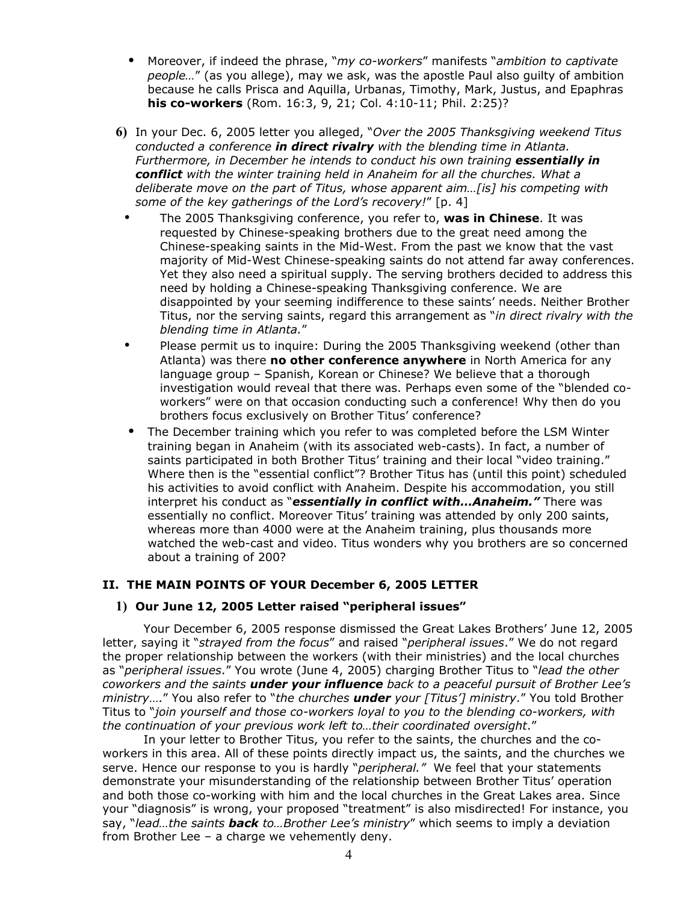- Moreover, if indeed the phrase, "*my co-workers*" manifests "*ambition to captivate people…*" (as you allege), may we ask, was the apostle Paul also guilty of ambition because he calls Prisca and Aquilla, Urbanas, Timothy, Mark, Justus, and Epaphras **his co-workers** (Rom. 16:3, 9, 21; Col. 4:10-11; Phil. 2:25)?

**6)** In your Dec. 6, 2005 letter you alleged, "*Over the 2005 Thanksgiving weekend Titus conducted a conference **in direct rivalry** with the blending time in Atlanta. Furthermore, in December he intends to conduct his own training **essentially in conflict** with the winter training held in Anaheim for all the churches. What a deliberate move on the part of Titus, whose apparent aim…[is] his competing with some of the key gatherings of the Lord's recovery!*" [p. 4]

- The 2005 Thanksgiving conference, you refer to, **was in Chinese**. It was requested by Chinese-speaking brothers due to the great need among the Chinese-speaking saints in the Mid-West. From the past we know that the vast majority of Mid-West Chinese-speaking saints do not attend far away conferences. Yet they also need a spiritual supply. The serving brothers decided to address this need by holding a Chinese-speaking Thanksgiving conference. We are disappointed by your seeming indifference to these saints' needs. Neither Brother Titus, nor the serving saints, regard this arrangement as "*in direct rivalry with the blending time in Atlanta.*"
- Please permit us to inquire: During the 2005 Thanksgiving weekend (other than Atlanta) was there **no other conference anywhere** in North America for any language group – Spanish, Korean or Chinese? We believe that a thorough investigation would reveal that there was. Perhaps even some of the "blended co-workers" were on that occasion conducting such a conference! Why then do you brothers focus exclusively on Brother Titus' conference?
- The December training which you refer to was completed before the LSM Winter training began in Anaheim (with its associated web-casts). In fact, a number of saints participated in both Brother Titus' training and their local "video training." Where then is the "essential conflict"? Brother Titus has (until this point) scheduled his activities to avoid conflict with Anaheim. Despite his accommodation, you still interpret his conduct as "***essentially in conflict with…Anaheim.***" There was essentially no conflict. Moreover Titus' training was attended by only 200 saints, whereas more than 4000 were at the Anaheim training, plus thousands more watched the web-cast and video. Titus wonders why you brothers are so concerned about a training of 200?

## II. THE MAIN POINTS OF YOUR December 6, 2005 LETTER

### 1) Our June 12, 2005 Letter raised "peripheral issues"

Your December 6, 2005 response dismissed the Great Lakes Brothers' June 12, 2005 letter, saying it "*strayed from the focus*" and raised "*peripheral issues*." We do not regard the proper relationship between the workers (with their ministries) and the local churches as "*peripheral issues*." You wrote (June 4, 2005) charging Brother Titus to "*lead the other coworkers and the saints **under your influence** back to a peaceful pursuit of Brother Lee's ministry….*" You also refer to "*the churches **under** your [Titus'] ministry*." You told Brother Titus to "*join yourself and those co-workers loyal to you to the blending co-workers, with the continuation of your previous work left to…their coordinated oversight*."

In your letter to Brother Titus, you refer to the saints, the churches and the co-workers in this area. All of these points directly impact us, the saints, and the churches we serve. Hence our response to you is hardly "*peripheral.*" We feel that your statements demonstrate your misunderstanding of the relationship between Brother Titus' operation and both those co-working with him and the local churches in the Great Lakes area. Since your "diagnosis" is wrong, your proposed "treatment" is also misdirected! For instance, you say, "*lead…the saints **back** to…Brother Lee's ministry*" which seems to imply a deviation from Brother Lee – a charge we vehemently deny.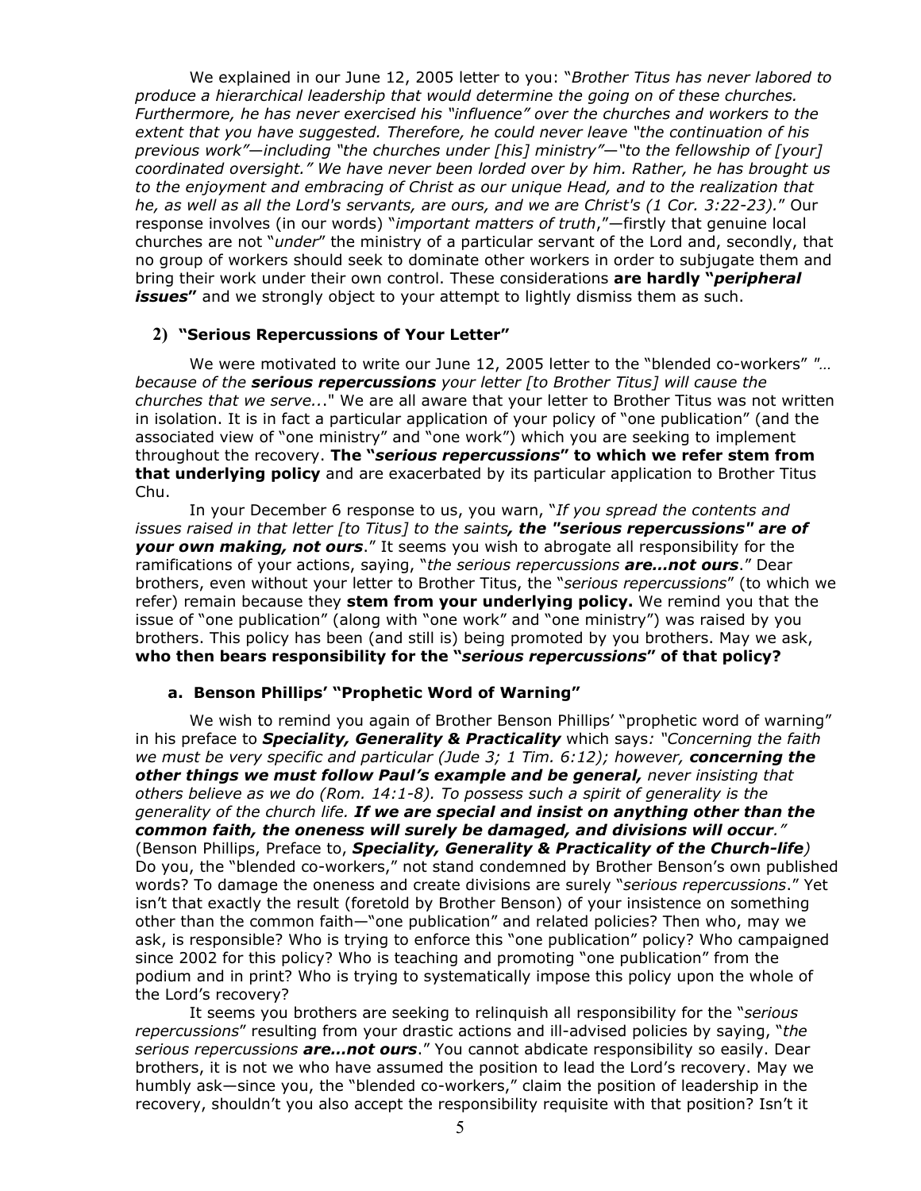We explained in our June 12, 2005 letter to you: "*Brother Titus has never labored to produce a hierarchical leadership that would determine the going on of these churches. Furthermore, he has never exercised his "influence" over the churches and workers to the extent that you have suggested. Therefore, he could never leave "the continuation of his previous work"—including "the churches under [his] ministry"—"to the fellowship of [your] coordinated oversight." We have never been lorded over by him. Rather, he has brought us to the enjoyment and embracing of Christ as our unique Head, and to the realization that he, as well as all the Lord's servants, are ours, and we are Christ's (1 Cor. 3:22-23).*" Our response involves (in our words) "*important matters of truth*,"—firstly that genuine local churches are not "*under*" the ministry of a particular servant of the Lord and, secondly, that no group of workers should seek to dominate other workers in order to subjugate them and bring their work under their own control. These considerations **are hardly "*peripheral issues*"** and we strongly object to your attempt to lightly dismiss them as such.

## 2) "Serious Repercussions of Your Letter"

We were motivated to write our June 12, 2005 letter to the "blended co-workers" *"… because of the **serious repercussions** your letter [to Brother Titus] will cause the churches that we serve...*" We are all aware that your letter to Brother Titus was not written in isolation. It is in fact a particular application of your policy of "one publication" (and the associated view of "one ministry" and "one work") which you are seeking to implement throughout the recovery. **The "*serious repercussions*" to which we refer stem from that underlying policy** and are exacerbated by its particular application to Brother Titus Chu.

In your December 6 response to us, you warn, "*If you spread the contents and issues raised in that letter [to Titus] to the saints**, the "serious repercussions" are of your own making, not ours***." It seems you wish to abrogate all responsibility for the ramifications of your actions, saying, "*the serious repercussions **are…not ours***." Dear brothers, even without your letter to Brother Titus, the "*serious repercussions*" (to which we refer) remain because they **stem from your underlying policy.** We remind you that the issue of "one publication" (along with "one work" and "one ministry") was raised by you brothers. This policy has been (and still is) being promoted by you brothers. May we ask, **who then bears responsibility for the "*serious repercussions*" of that policy?**

### a. Benson Phillips' "Prophetic Word of Warning"

We wish to remind you again of Brother Benson Phillips' "prophetic word of warning" in his preface to ***Speciality, Generality & Practicality*** which says*: "Concerning the faith we must be very specific and particular (Jude 3; 1 Tim. 6:12); however, **concerning the other things we must follow Paul's example and be general,** never insisting that others believe as we do (Rom. 14:1-8). To possess such a spirit of generality is the generality of the church life. **If we are special and insist on anything other than the common faith, the oneness will surely be damaged, and divisions will occur**."* (Benson Phillips, Preface to, ***Speciality, Generality & Practicality of the Church-life***) Do you, the "blended co-workers," not stand condemned by Brother Benson's own published words? To damage the oneness and create divisions are surely "*serious repercussions*." Yet isn't that exactly the result (foretold by Brother Benson) of your insistence on something other than the common faith—"one publication" and related policies? Then who, may we ask, is responsible? Who is trying to enforce this "one publication" policy? Who campaigned since 2002 for this policy? Who is teaching and promoting "one publication" from the podium and in print? Who is trying to systematically impose this policy upon the whole of the Lord's recovery?

It seems you brothers are seeking to relinquish all responsibility for the "*serious repercussions*" resulting from your drastic actions and ill-advised policies by saying, "*the serious repercussions **are…not ours***." You cannot abdicate responsibility so easily. Dear brothers, it is not we who have assumed the position to lead the Lord's recovery. May we humbly ask—since you, the "blended co-workers," claim the position of leadership in the recovery, shouldn't you also accept the responsibility requisite with that position? Isn't it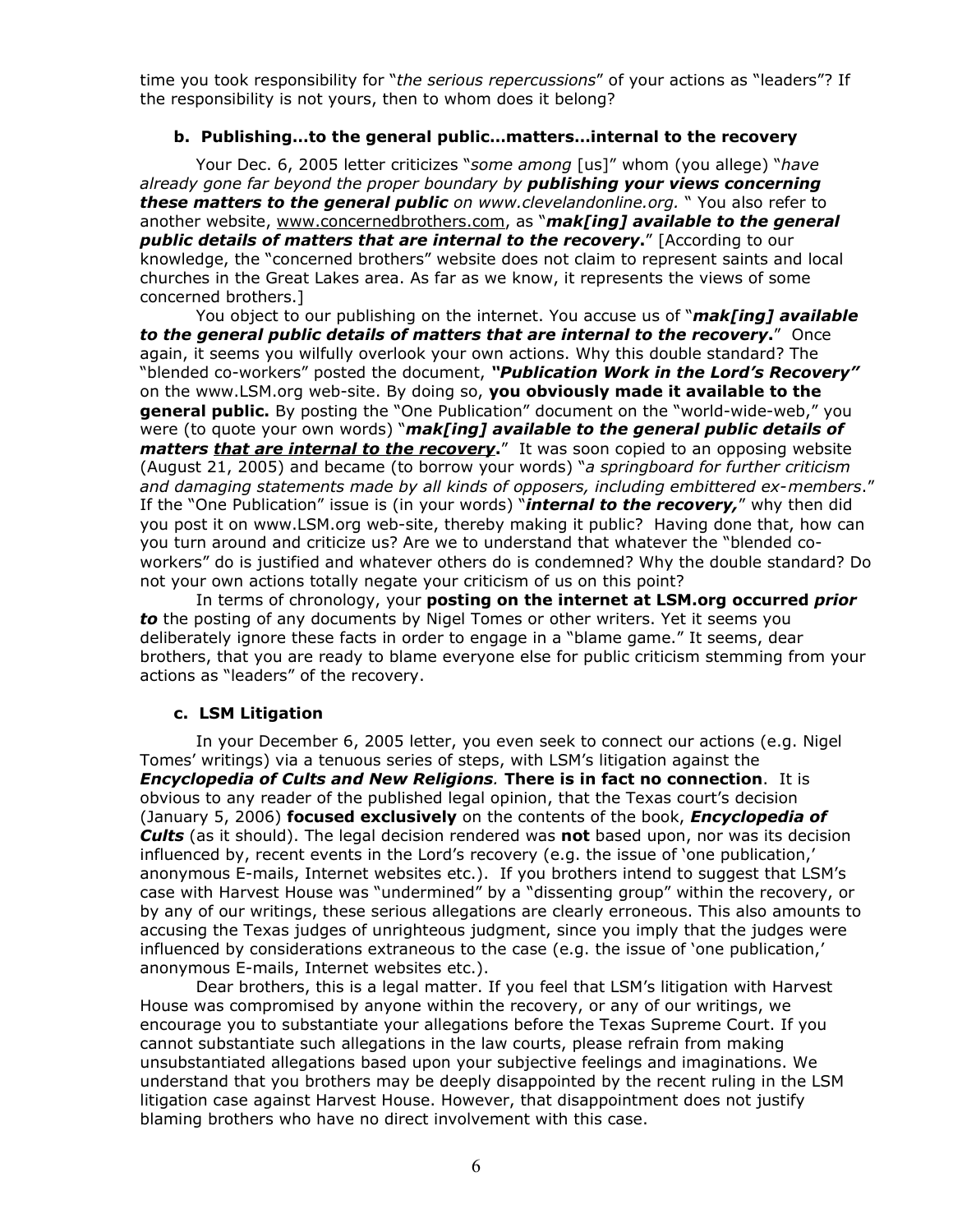time you took responsibility for "*the serious repercussions*" of your actions as "leaders"? If the responsibility is not yours, then to whom does it belong?

### b. Publishing…to the general public…matters…internal to the recovery

Your Dec. 6, 2005 letter criticizes "*some among* [us]" whom (you allege) "*have already gone far beyond the proper boundary by **publishing your views concerning these matters to the general public** on www.clevelandonline.org.* " You also refer to another website, www.concernedbrothers.com, as "***mak[ing] available to the general public details of matters that are internal to the recovery***." [According to our knowledge, the "concerned brothers" website does not claim to represent saints and local churches in the Great Lakes area. As far as we know, it represents the views of some concerned brothers.]

You object to our publishing on the internet. You accuse us of "***mak[ing] available to the general public details of matters that are internal to the recovery***." Once again, it seems you wilfully overlook your own actions. Why this double standard? The "blended co-workers" posted the document, ***"Publication Work in the Lord's Recovery"*** on the www.LSM.org web-site. By doing so, **you obviously made it available to the general public.** By posting the "One Publication" document on the "world-wide-web," you were (to quote your own words) "***mak[ing] available to the general public details of matters <u>that are internal to the recovery</u>***." It was soon copied to an opposing website (August 21, 2005) and became (to borrow your words) "*a springboard for further criticism and damaging statements made by all kinds of opposers, including embittered ex-members*." If the "One Publication" issue is (in your words) "***internal to the recovery,***" why then did you post it on www.LSM.org web-site, thereby making it public? Having done that, how can you turn around and criticize us? Are we to understand that whatever the "blended co-workers" do is justified and whatever others do is condemned? Why the double standard? Do not your own actions totally negate your criticism of us on this point?

In terms of chronology, your **posting on the internet at LSM.org occurred *prior to*** the posting of any documents by Nigel Tomes or other writers. Yet it seems you deliberately ignore these facts in order to engage in a "blame game." It seems, dear brothers, that you are ready to blame everyone else for public criticism stemming from your actions as "leaders" of the recovery.

### c. LSM Litigation

In your December 6, 2005 letter, you even seek to connect our actions (e.g. Nigel Tomes' writings) via a tenuous series of steps, with LSM's litigation against the ***Encyclopedia of Cults and New Religions.*** **There is in fact no connection**. It is obvious to any reader of the published legal opinion, that the Texas court's decision (January 5, 2006) **focused exclusively** on the contents of the book, ***Encyclopedia of Cults*** (as it should). The legal decision rendered was **not** based upon, nor was its decision influenced by, recent events in the Lord's recovery (e.g. the issue of 'one publication,' anonymous E-mails, Internet websites etc.). If you brothers intend to suggest that LSM's case with Harvest House was "undermined" by a "dissenting group" within the recovery, or by any of our writings, these serious allegations are clearly erroneous. This also amounts to accusing the Texas judges of unrighteous judgment, since you imply that the judges were influenced by considerations extraneous to the case (e.g. the issue of 'one publication,' anonymous E-mails, Internet websites etc.).

Dear brothers, this is a legal matter. If you feel that LSM's litigation with Harvest House was compromised by anyone within the recovery, or any of our writings, we encourage you to substantiate your allegations before the Texas Supreme Court. If you cannot substantiate such allegations in the law courts, please refrain from making unsubstantiated allegations based upon your subjective feelings and imaginations. We understand that you brothers may be deeply disappointed by the recent ruling in the LSM litigation case against Harvest House. However, that disappointment does not justify blaming brothers who have no direct involvement with this case.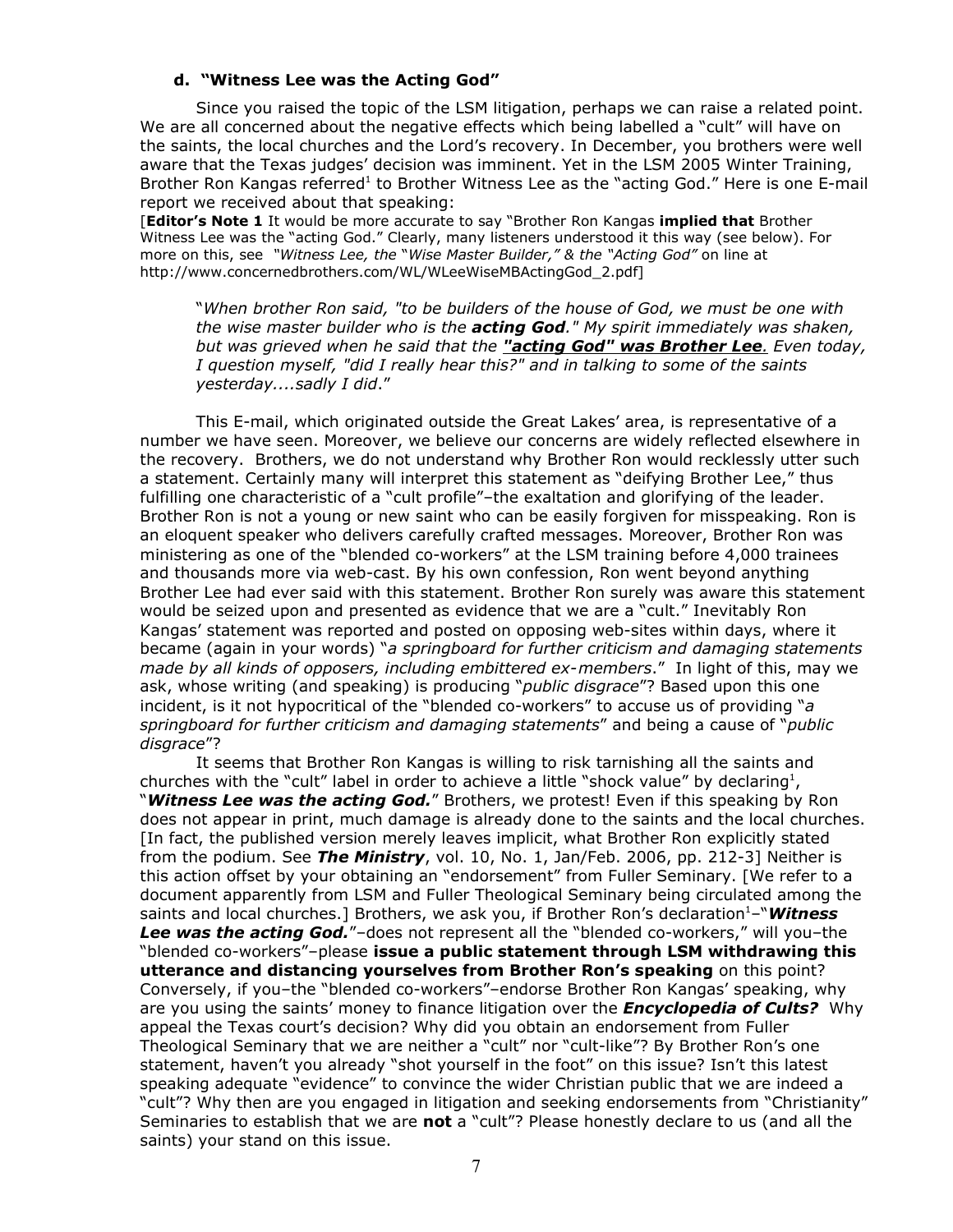### d. "Witness Lee was the Acting God"

Since you raised the topic of the LSM litigation, perhaps we can raise a related point. We are all concerned about the negative effects which being labelled a "cult" will have on the saints, the local churches and the Lord's recovery. In December, you brothers were well aware that the Texas judges' decision was imminent. Yet in the LSM 2005 Winter Training, Brother Ron Kangas referred[1] to Brother Witness Lee as the "acting God." Here is one E-mail report we received about that speaking:

[**Editor's Note 1** It would be more accurate to say "Brother Ron Kangas **implied that** Brother Witness Lee was the "acting God." Clearly, many listeners understood it this way (see below). For more on this, see *"Witness Lee, the "Wise Master Builder," & the "Acting God"* on line at http://www.concernedbrothers.com/WL/WLeeWiseMBActingGod_2.pdf]

> "*When brother Ron said, "to be builders of the house of God, we must be one with the wise master builder who is the **acting God**." My spirit immediately was shaken, but was grieved when he said that the **"acting God" was Brother Lee**. Even today, I question myself, "did I really hear this?" and in talking to some of the saints yesterday....sadly I did*."

This E-mail, which originated outside the Great Lakes' area, is representative of a number we have seen. Moreover, we believe our concerns are widely reflected elsewhere in the recovery. Brothers, we do not understand why Brother Ron would recklessly utter such a statement. Certainly many will interpret this statement as "deifying Brother Lee," thus fulfilling one characteristic of a "cult profile"–the exaltation and glorifying of the leader. Brother Ron is not a young or new saint who can be easily forgiven for misspeaking. Ron is an eloquent speaker who delivers carefully crafted messages. Moreover, Brother Ron was ministering as one of the "blended co-workers" at the LSM training before 4,000 trainees and thousands more via web-cast. By his own confession, Ron went beyond anything Brother Lee had ever said with this statement. Brother Ron surely was aware this statement would be seized upon and presented as evidence that we are a "cult." Inevitably Ron Kangas' statement was reported and posted on opposing web-sites within days, where it became (again in your words) "*a springboard for further criticism and damaging statements made by all kinds of opposers, including embittered ex-members*." In light of this, may we ask, whose writing (and speaking) is producing "*public disgrace*"? Based upon this one incident, is it not hypocritical of the "blended co-workers" to accuse us of providing "*a springboard for further criticism and damaging statements*" and being a cause of "*public disgrace*"?

It seems that Brother Ron Kangas is willing to risk tarnishing all the saints and churches with the "cult" label in order to achieve a little "shock value" by declaring[1], "***Witness Lee was the acting God.***" Brothers, we protest! Even if this speaking by Ron does not appear in print, much damage is already done to the saints and the local churches. [In fact, the published version merely leaves implicit, what Brother Ron explicitly stated from the podium. See ***The Ministry***, vol. 10, No. 1, Jan/Feb. 2006, pp. 212-3] Neither is this action offset by your obtaining an "endorsement" from Fuller Seminary. [We refer to a document apparently from LSM and Fuller Theological Seminary being circulated among the saints and local churches.] Brothers, we ask you, if Brother Ron's declaration[1]–"***Witness Lee was the acting God.***"–does not represent all the "blended co-workers," will you–the "blended co-workers"–please **issue a public statement through LSM withdrawing this utterance and distancing yourselves from Brother Ron's speaking** on this point? Conversely, if you–the "blended co-workers"–endorse Brother Ron Kangas' speaking, why are you using the saints' money to finance litigation over the ***Encyclopedia of Cults?*** Why appeal the Texas court's decision? Why did you obtain an endorsement from Fuller Theological Seminary that we are neither a "cult" nor "cult-like"? By Brother Ron's one statement, haven't you already "shot yourself in the foot" on this issue? Isn't this latest speaking adequate "evidence" to convince the wider Christian public that we are indeed a "cult"? Why then are you engaged in litigation and seeking endorsements from "Christianity" Seminaries to establish that we are **not** a "cult"? Please honestly declare to us (and all the saints) your stand on this issue.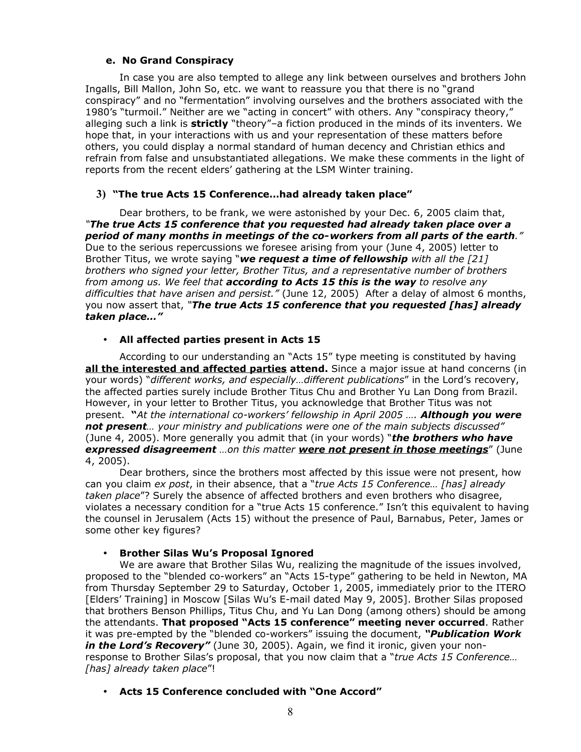#### e. No Grand Conspiracy

In case you are also tempted to allege any link between ourselves and brothers John Ingalls, Bill Mallon, John So, etc. we want to reassure you that there is no "grand conspiracy" and no "fermentation" involving ourselves and the brothers associated with the 1980's "turmoil." Neither are we "acting in concert" with others. Any "conspiracy theory," alleging such a link is **strictly** "theory"–a fiction produced in the minds of its inventers. We hope that, in your interactions with us and your representation of these matters before others, you could display a normal standard of human decency and Christian ethics and refrain from false and unsubstantiated allegations. We make these comments in the light of reports from the recent elders' gathering at the LSM Winter training.

### 3) "The true Acts 15 Conference…had already taken place"

Dear brothers, to be frank, we were astonished by your Dec. 6, 2005 claim that, *"**The true Acts 15 conference that you requested had already taken place over a period of many months in meetings of the co-workers from all parts of the earth**."* Due to the serious repercussions we foresee arising from your (June 4, 2005) letter to Brother Titus, we wrote saying "***we request a time of fellowship** with all the [21] brothers who signed your letter, Brother Titus, and a representative number of brothers from among us. We feel that **according to Acts 15 this is the way** to resolve any difficulties that have arisen and persist."* (June 12, 2005) After a delay of almost 6 months, you now assert that, "***The true Acts 15 conference that you requested [has] already taken place…"***

- **All affected parties present in Acts 15**

According to our understanding an "Acts 15" type meeting is constituted by having **<u>all the interested and affected parties</u> attend.** Since a major issue at hand concerns (in your words) "*different works, and especially…different publications*" in the Lord's recovery, the affected parties surely include Brother Titus Chu and Brother Yu Lan Dong from Brazil. However, in your letter to Brother Titus, you acknowledge that Brother Titus was not present. **"***At the international co-workers' fellowship in April 2005 …. **Although you were not present**… your ministry and publications were one of the main subjects discussed"* (June 4, 2005). More generally you admit that (in your words) "***the brothers who have expressed disagreement** …on this matter **<u>were not present in those meetings</u>***" (June 4, 2005).

Dear brothers, since the brothers most affected by this issue were not present, how can you claim *ex post*, in their absence, that a "*true Acts 15 Conference… [has] already taken place*"? Surely the absence of affected brothers and even brothers who disagree, violates a necessary condition for a "true Acts 15 conference." Isn't this equivalent to having the counsel in Jerusalem (Acts 15) without the presence of Paul, Barnabus, Peter, James or some other key figures?

- **Brother Silas Wu's Proposal Ignored**

We are aware that Brother Silas Wu, realizing the magnitude of the issues involved, proposed to the "blended co-workers" an "Acts 15-type" gathering to be held in Newton, MA from Thursday September 29 to Saturday, October 1, 2005, immediately prior to the ITERO [Elders' Training] in Moscow [Silas Wu's E-mail dated May 9, 2005]. Brother Silas proposed that brothers Benson Phillips, Titus Chu, and Yu Lan Dong (among others) should be among the attendants. **That proposed "Acts 15 conference" meeting never occurred**. Rather it was pre-empted by the "blended co-workers" issuing the document, ***"Publication Work in the Lord's Recovery"*** (June 30, 2005). Again, we find it ironic, given your non-response to Brother Silas's proposal, that you now claim that a "*true Acts 15 Conference… [has] already taken place*"!

- **Acts 15 Conference concluded with "One Accord"**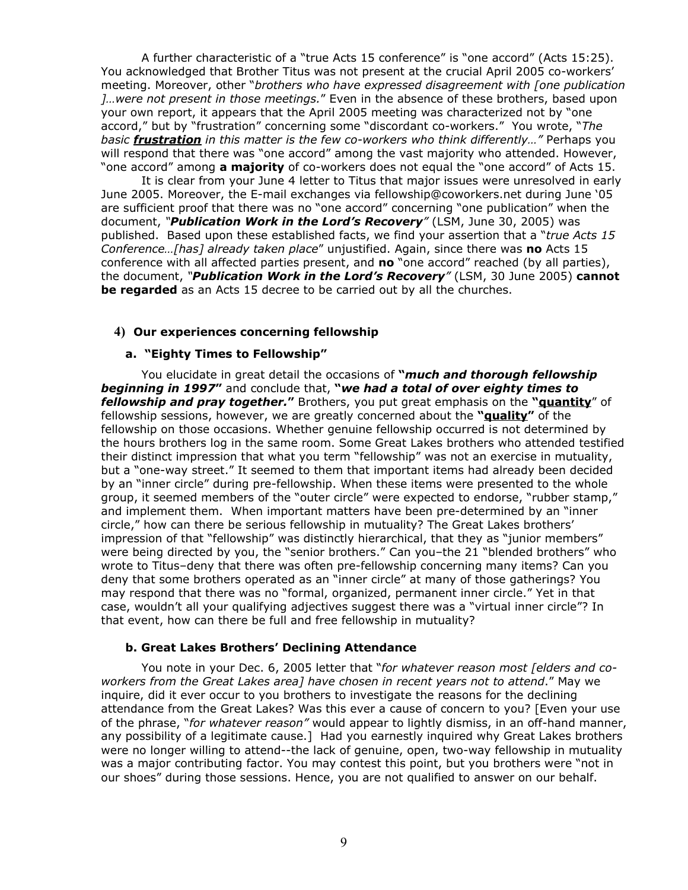A further characteristic of a "true Acts 15 conference" is "one accord" (Acts 15:25). You acknowledged that Brother Titus was not present at the crucial April 2005 co-workers' meeting. Moreover, other "*brothers who have expressed disagreement with [one publication ]…were not present in those meetings.*" Even in the absence of these brothers, based upon your own report, it appears that the April 2005 meeting was characterized not by "one accord," but by "frustration" concerning some "discordant co-workers." You wrote, "*The basic **frustration** in this matter is the few co-workers who think differently…"* Perhaps you will respond that there was "one accord" among the vast majority who attended. However, "one accord" among **a majority** of co-workers does not equal the "one accord" of Acts 15.

It is clear from your June 4 letter to Titus that major issues were unresolved in early June 2005. Moreover, the E-mail exchanges via fellowship@coworkers.net during June '05 are sufficient proof that there was no "one accord" concerning "one publication" when the document, "***Publication Work in the Lord's Recovery***" (LSM, June 30, 2005) was published. Based upon these established facts, we find your assertion that a "*true Acts 15 Conference…[has] already taken place*" unjustified. Again, since there was **no** Acts 15 conference with all affected parties present, and **no** "one accord" reached (by all parties), the document, "***Publication Work in the Lord's Recovery***" (LSM, 30 June 2005) **cannot be regarded** as an Acts 15 decree to be carried out by all the churches.

## 4) Our experiences concerning fellowship

### a. "Eighty Times to Fellowship"

You elucidate in great detail the occasions of **"*much and thorough fellowship beginning in 1997*"** and conclude that, **"*we had a total of over eighty times to fellowship and pray together.*"** Brothers, you put great emphasis on the **"quantity"** of fellowship sessions, however, we are greatly concerned about the **"quality"** of the fellowship on those occasions. Whether genuine fellowship occurred is not determined by the hours brothers log in the same room. Some Great Lakes brothers who attended testified their distinct impression that what you term "fellowship" was not an exercise in mutuality, but a "one-way street." It seemed to them that important items had already been decided by an "inner circle" during pre-fellowship. When these items were presented to the whole group, it seemed members of the "outer circle" were expected to endorse, "rubber stamp," and implement them. When important matters have been pre-determined by an "inner circle," how can there be serious fellowship in mutuality? The Great Lakes brothers' impression of that "fellowship" was distinctly hierarchical, that they as "junior members" were being directed by you, the "senior brothers." Can you–the 21 "blended brothers" who wrote to Titus–deny that there was often pre-fellowship concerning many items? Can you deny that some brothers operated as an "inner circle" at many of those gatherings? You may respond that there was no "formal, organized, permanent inner circle." Yet in that case, wouldn't all your qualifying adjectives suggest there was a "virtual inner circle"? In that event, how can there be full and free fellowship in mutuality?

### b. Great Lakes Brothers' Declining Attendance

You note in your Dec. 6, 2005 letter that "*for whatever reason most [elders and co-workers from the Great Lakes area] have chosen in recent years not to attend*." May we inquire, did it ever occur to you brothers to investigate the reasons for the declining attendance from the Great Lakes? Was this ever a cause of concern to you? [Even your use of the phrase, "*for whatever reason"* would appear to lightly dismiss, in an off-hand manner, any possibility of a legitimate cause.] Had you earnestly inquired why Great Lakes brothers were no longer willing to attend--the lack of genuine, open, two-way fellowship in mutuality was a major contributing factor. You may contest this point, but you brothers were "not in our shoes" during those sessions. Hence, you are not qualified to answer on our behalf.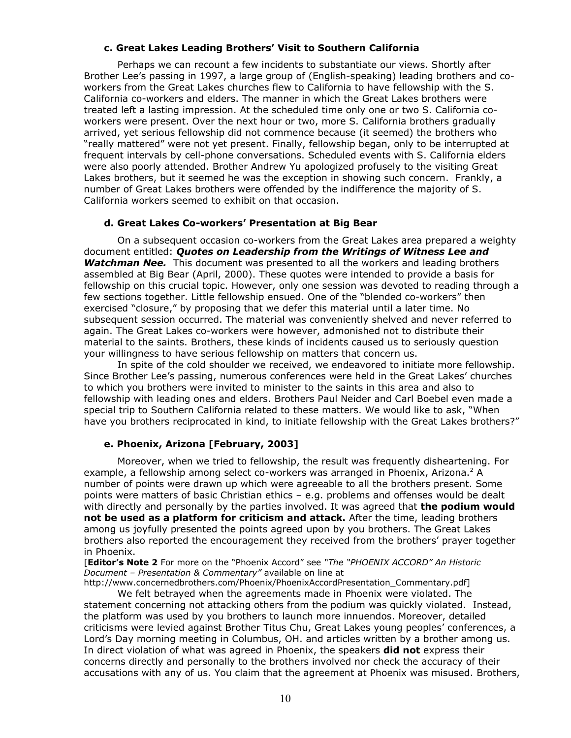### c. Great Lakes Leading Brothers' Visit to Southern California

Perhaps we can recount a few incidents to substantiate our views. Shortly after Brother Lee's passing in 1997, a large group of (English-speaking) leading brothers and co-workers from the Great Lakes churches flew to California to have fellowship with the S. California co-workers and elders. The manner in which the Great Lakes brothers were treated left a lasting impression. At the scheduled time only one or two S. California co-workers were present. Over the next hour or two, more S. California brothers gradually arrived, yet serious fellowship did not commence because (it seemed) the brothers who "really mattered" were not yet present. Finally, fellowship began, only to be interrupted at frequent intervals by cell-phone conversations. Scheduled events with S. California elders were also poorly attended. Brother Andrew Yu apologized profusely to the visiting Great Lakes brothers, but it seemed he was the exception in showing such concern. Frankly, a number of Great Lakes brothers were offended by the indifference the majority of S. California workers seemed to exhibit on that occasion.

### d. Great Lakes Co-workers' Presentation at Big Bear

On a subsequent occasion co-workers from the Great Lakes area prepared a weighty document entitled: ***Quotes on Leadership from the Writings of Witness Lee and Watchman Nee.*** This document was presented to all the workers and leading brothers assembled at Big Bear (April, 2000). These quotes were intended to provide a basis for fellowship on this crucial topic. However, only one session was devoted to reading through a few sections together. Little fellowship ensued. One of the "blended co-workers" then exercised "closure," by proposing that we defer this material until a later time. No subsequent session occurred. The material was conveniently shelved and never referred to again. The Great Lakes co-workers were however, admonished not to distribute their material to the saints. Brothers, these kinds of incidents caused us to seriously question your willingness to have serious fellowship on matters that concern us.

In spite of the cold shoulder we received, we endeavored to initiate more fellowship. Since Brother Lee's passing, numerous conferences were held in the Great Lakes' churches to which you brothers were invited to minister to the saints in this area and also to fellowship with leading ones and elders. Brothers Paul Neider and Carl Boebel even made a special trip to Southern California related to these matters. We would like to ask, "When have you brothers reciprocated in kind, to initiate fellowship with the Great Lakes brothers?"

### e. Phoenix, Arizona [February, 2003]

Moreover, when we tried to fellowship, the result was frequently disheartening. For example, a fellowship among select co-workers was arranged in Phoenix, Arizona.[2] A number of points were drawn up which were agreeable to all the brothers present. Some points were matters of basic Christian ethics – e.g. problems and offenses would be dealt with directly and personally by the parties involved. It was agreed that **the podium would not be used as a platform for criticism and attack.** After the time, leading brothers among us joyfully presented the points agreed upon by you brothers. The Great Lakes brothers also reported the encouragement they received from the brothers' prayer together in Phoenix.

[**Editor's Note 2** For more on the "Phoenix Accord" see *"The "PHOENIX ACCORD" An Historic Document – Presentation & Commentary"* available on line at http://www.concernedbrothers.com/Phoenix/PhoenixAccordPresentation_Commentary.pdf]

We felt betrayed when the agreements made in Phoenix were violated. The statement concerning not attacking others from the podium was quickly violated. Instead, the platform was used by you brothers to launch more innuendos. Moreover, detailed criticisms were levied against Brother Titus Chu, Great Lakes young peoples' conferences, a Lord's Day morning meeting in Columbus, OH. and articles written by a brother among us. In direct violation of what was agreed in Phoenix, the speakers **did not** express their concerns directly and personally to the brothers involved nor check the accuracy of their accusations with any of us. You claim that the agreement at Phoenix was misused. Brothers,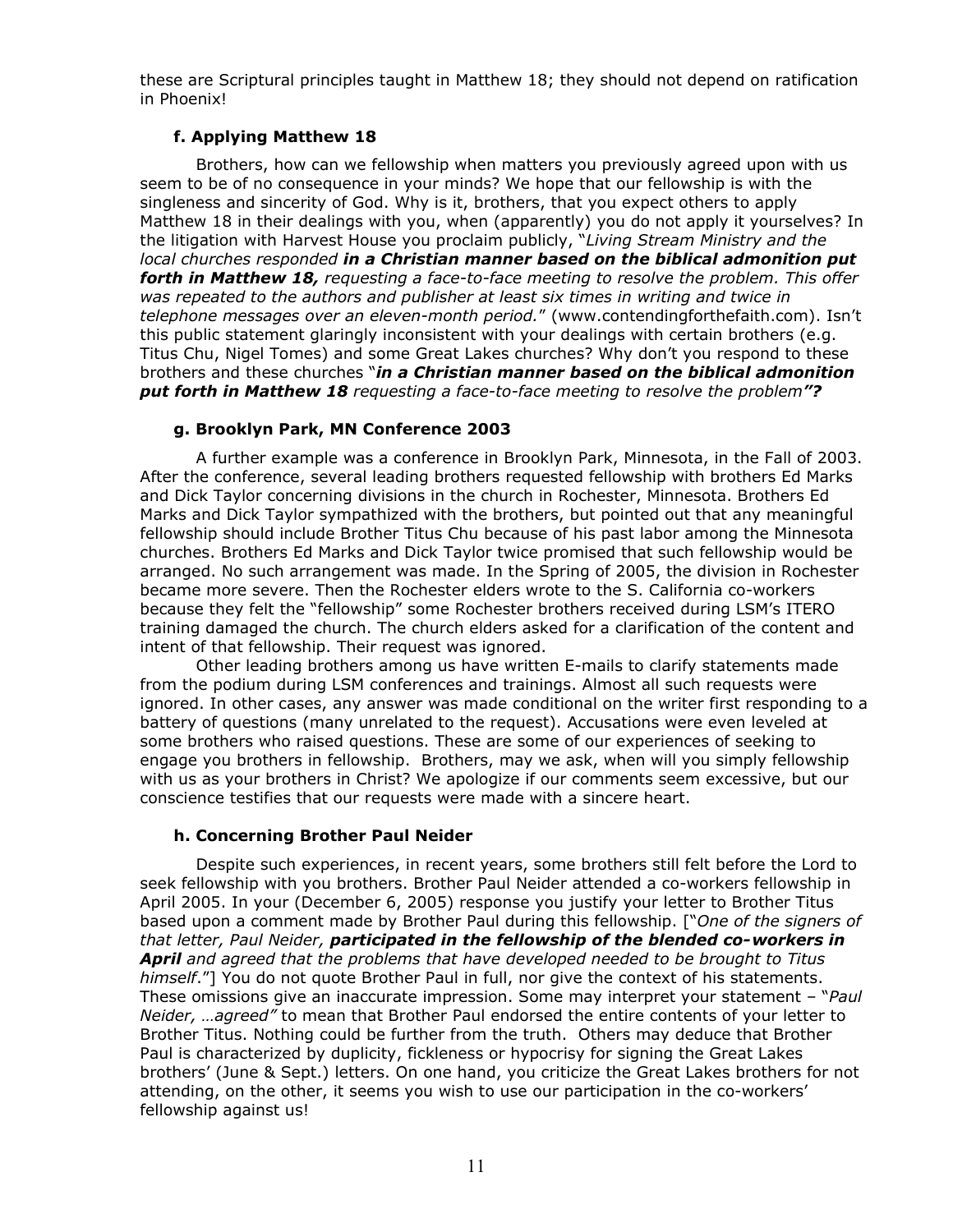these are Scriptural principles taught in Matthew 18; they should not depend on ratification in Phoenix!

#### f. Applying Matthew 18

Brothers, how can we fellowship when matters you previously agreed upon with us seem to be of no consequence in your minds? We hope that our fellowship is with the singleness and sincerity of God. Why is it, brothers, that you expect others to apply Matthew 18 in their dealings with you, when (apparently) you do not apply it yourselves? In the litigation with Harvest House you proclaim publicly, "*Living Stream Ministry and the local churches responded* ***in a Christian manner based on the biblical admonition put forth in Matthew 18,*** *requesting a face-to-face meeting to resolve the problem. This offer was repeated to the authors and publisher at least six times in writing and twice in telephone messages over an eleven-month period.*" (www.contendingforthefaith.com). Isn't this public statement glaringly inconsistent with your dealings with certain brothers (e.g. Titus Chu, Nigel Tomes) and some Great Lakes churches? Why don't you respond to these brothers and these churches "***in a Christian manner based on the biblical admonition put forth in Matthew 18*** *requesting a face-to-face meeting to resolve the problem****"?***

#### g. Brooklyn Park, MN Conference 2003

A further example was a conference in Brooklyn Park, Minnesota, in the Fall of 2003. After the conference, several leading brothers requested fellowship with brothers Ed Marks and Dick Taylor concerning divisions in the church in Rochester, Minnesota. Brothers Ed Marks and Dick Taylor sympathized with the brothers, but pointed out that any meaningful fellowship should include Brother Titus Chu because of his past labor among the Minnesota churches. Brothers Ed Marks and Dick Taylor twice promised that such fellowship would be arranged. No such arrangement was made. In the Spring of 2005, the division in Rochester became more severe. Then the Rochester elders wrote to the S. California co-workers because they felt the "fellowship" some Rochester brothers received during LSM's ITERO training damaged the church. The church elders asked for a clarification of the content and intent of that fellowship. Their request was ignored.

Other leading brothers among us have written E-mails to clarify statements made from the podium during LSM conferences and trainings. Almost all such requests were ignored. In other cases, any answer was made conditional on the writer first responding to a battery of questions (many unrelated to the request). Accusations were even leveled at some brothers who raised questions. These are some of our experiences of seeking to engage you brothers in fellowship. Brothers, may we ask, when will you simply fellowship with us as your brothers in Christ? We apologize if our comments seem excessive, but our conscience testifies that our requests were made with a sincere heart.

#### h. Concerning Brother Paul Neider

Despite such experiences, in recent years, some brothers still felt before the Lord to seek fellowship with you brothers. Brother Paul Neider attended a co-workers fellowship in April 2005. In your (December 6, 2005) response you justify your letter to Brother Titus based upon a comment made by Brother Paul during this fellowship. ["*One of the signers of that letter, Paul Neider,* ***participated in the fellowship of the blended co-workers in April*** *and agreed that the problems that have developed needed to be brought to Titus himself*."] You do not quote Brother Paul in full, nor give the context of his statements. These omissions give an inaccurate impression. Some may interpret your statement – "*Paul Neider, …agreed"* to mean that Brother Paul endorsed the entire contents of your letter to Brother Titus. Nothing could be further from the truth. Others may deduce that Brother Paul is characterized by duplicity, fickleness or hypocrisy for signing the Great Lakes brothers' (June & Sept.) letters. On one hand, you criticize the Great Lakes brothers for not attending, on the other, it seems you wish to use our participation in the co-workers' fellowship against us!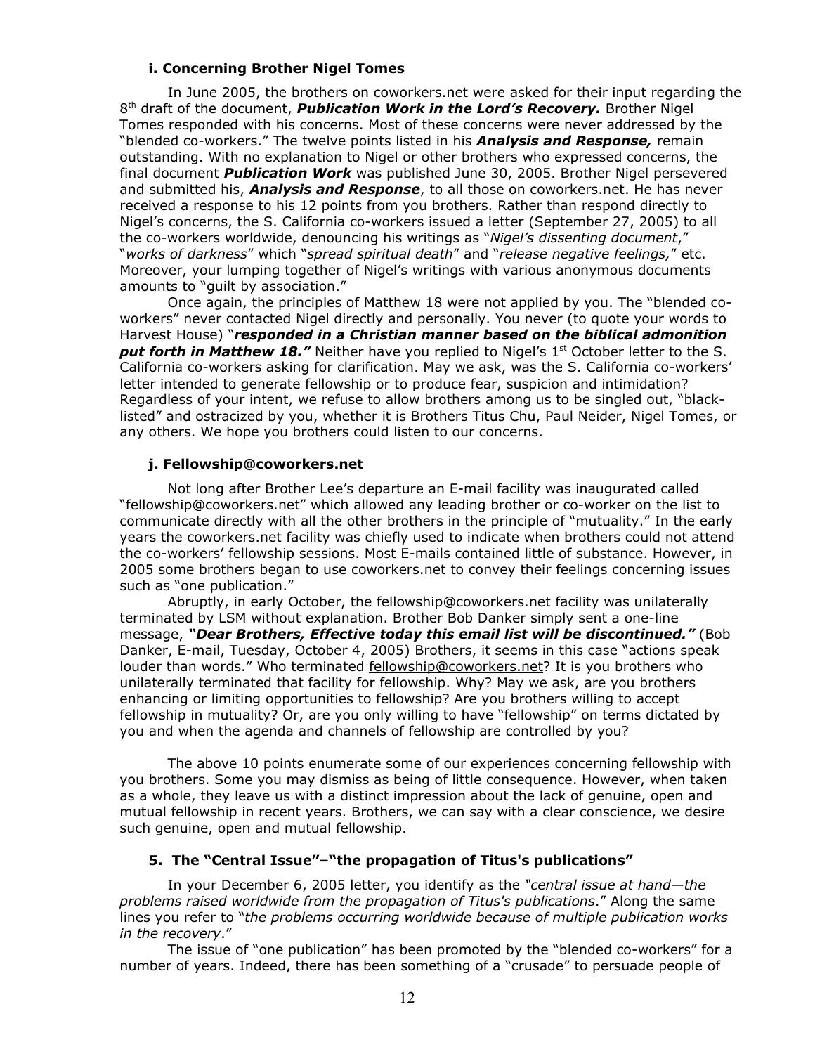#### i. Concerning Brother Nigel Tomes

In June 2005, the brothers on coworkers.net were asked for their input regarding the 8th draft of the document, ***Publication Work in the Lord's Recovery.*** Brother Nigel Tomes responded with his concerns. Most of these concerns were never addressed by the "blended co-workers." The twelve points listed in his ***Analysis and Response,*** remain outstanding. With no explanation to Nigel or other brothers who expressed concerns, the final document ***Publication Work*** was published June 30, 2005. Brother Nigel persevered and submitted his, ***Analysis and Response***, to all those on coworkers.net. He has never received a response to his 12 points from you brothers. Rather than respond directly to Nigel's concerns, the S. California co-workers issued a letter (September 27, 2005) to all the co-workers worldwide, denouncing his writings as "*Nigel's dissenting document*," "*works of darkness*" which "*spread spiritual death*" and "*release negative feelings,*" etc. Moreover, your lumping together of Nigel's writings with various anonymous documents amounts to "guilt by association."

Once again, the principles of Matthew 18 were not applied by you. The "blended co-workers" never contacted Nigel directly and personally. You never (to quote your words to Harvest House) "***responded in a Christian manner based on the biblical admonition put forth in Matthew 18.***" Neither have you replied to Nigel's 1st October letter to the S. California co-workers asking for clarification. May we ask, was the S. California co-workers' letter intended to generate fellowship or to produce fear, suspicion and intimidation? Regardless of your intent, we refuse to allow brothers among us to be singled out, "black-listed" and ostracized by you, whether it is Brothers Titus Chu, Paul Neider, Nigel Tomes, or any others. We hope you brothers could listen to our concerns.

#### j. Fellowship@coworkers.net

Not long after Brother Lee's departure an E-mail facility was inaugurated called "fellowship@coworkers.net" which allowed any leading brother or co-worker on the list to communicate directly with all the other brothers in the principle of "mutuality." In the early years the coworkers.net facility was chiefly used to indicate when brothers could not attend the co-workers' fellowship sessions. Most E-mails contained little of substance. However, in 2005 some brothers began to use coworkers.net to convey their feelings concerning issues such as "one publication."

Abruptly, in early October, the fellowship@coworkers.net facility was unilaterally terminated by LSM without explanation. Brother Bob Danker simply sent a one-line message, ***"Dear Brothers, Effective today this email list will be discontinued."*** (Bob Danker, E-mail, Tuesday, October 4, 2005) Brothers, it seems in this case "actions speak louder than words." Who terminated fellowship@coworkers.net? It is you brothers who unilaterally terminated that facility for fellowship. Why? May we ask, are you brothers enhancing or limiting opportunities to fellowship? Are you brothers willing to accept fellowship in mutuality? Or, are you only willing to have "fellowship" on terms dictated by you and when the agenda and channels of fellowship are controlled by you?

The above 10 points enumerate some of our experiences concerning fellowship with you brothers. Some you may dismiss as being of little consequence. However, when taken as a whole, they leave us with a distinct impression about the lack of genuine, open and mutual fellowship in recent years. Brothers, we can say with a clear conscience, we desire such genuine, open and mutual fellowship.

### 5. The "Central Issue"–"the propagation of Titus's publications"

In your December 6, 2005 letter, you identify as the *"central issue at hand—the problems raised worldwide from the propagation of Titus's publications*." Along the same lines you refer to "*the problems occurring worldwide because of multiple publication works in the recovery*."

The issue of "one publication" has been promoted by the "blended co-workers" for a number of years. Indeed, there has been something of a "crusade" to persuade people of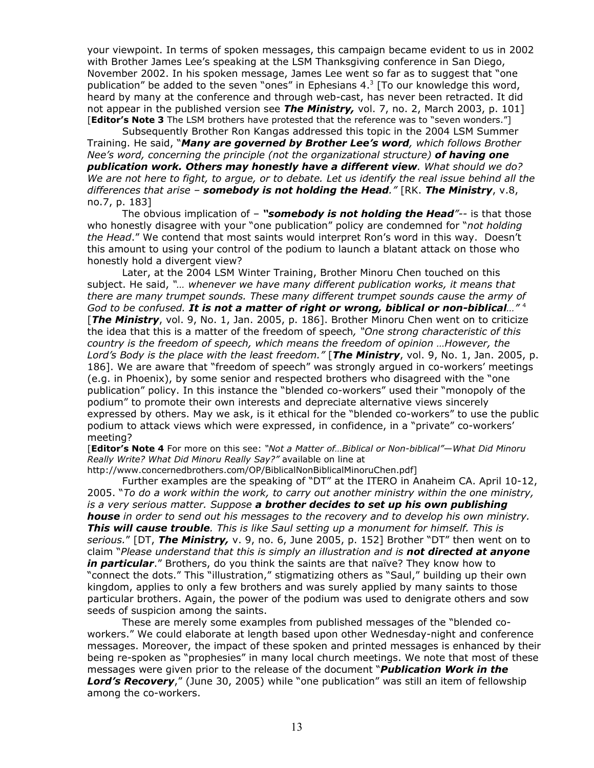your viewpoint. In terms of spoken messages, this campaign became evident to us in 2002 with Brother James Lee's speaking at the LSM Thanksgiving conference in San Diego, November 2002. In his spoken message, James Lee went so far as to suggest that "one publication" be added to the seven "ones" in Ephesians 4.[3] [To our knowledge this word, heard by many at the conference and through web-cast, has never been retracted. It did not appear in the published version see ***The Ministry,*** vol. 7, no. 2, March 2003, p. 101] [**Editor's Note 3** The LSM brothers have protested that the reference was to "seven wonders."]

Subsequently Brother Ron Kangas addressed this topic in the 2004 LSM Summer Training. He said, "***Many are governed by Brother Lee's word****, which follows Brother Nee's word, concerning the principle (not the organizational structure)* ***of having one publication work. Others may honestly have a different view****. What should we do? We are not here to fight, to argue, or to debate. Let us identify the real issue behind all the differences that arise –* ***somebody is not holding the Head****."* [RK. ***The Ministry***, v.8, no.7, p. 183]

The obvious implication of – ***"somebody is not holding the Head****"*-- is that those who honestly disagree with your "one publication" policy are condemned for "*not holding the Head*." We contend that most saints would interpret Ron's word in this way. Doesn't this amount to using your control of the podium to launch a blatant attack on those who honestly hold a divergent view?

Later, at the 2004 LSM Winter Training, Brother Minoru Chen touched on this subject. He said, *"… whenever we have many different publication works, it means that there are many trumpet sounds. These many different trumpet sounds cause the army of God to be confused.* ***It is not a matter of right or wrong, biblical or non-biblical****…"* [4] [***The Ministry***, vol. 9, No. 1, Jan. 2005, p. 186]. Brother Minoru Chen went on to criticize the idea that this is a matter of the freedom of speech*, "One strong characteristic of this country is the freedom of speech, which means the freedom of opinion …However, the Lord's Body is the place with the least freedom."* [***The Ministry***, vol. 9, No. 1, Jan. 2005, p. 186]. We are aware that "freedom of speech" was strongly argued in co-workers' meetings (e.g. in Phoenix), by some senior and respected brothers who disagreed with the "one publication" policy. In this instance the "blended co-workers" used their "monopoly of the podium" to promote their own interests and depreciate alternative views sincerely expressed by others. May we ask, is it ethical for the "blended co-workers" to use the public podium to attack views which were expressed, in confidence, in a "private" co-workers' meeting?

[**Editor's Note 4** For more on this see: *"Not a Matter of…Biblical or Non-biblical"—What Did Minoru Really Write? What Did Minoru Really Say?"* available on line at http://www.concernedbrothers.com/OP/BiblicalNonBiblicalMinoruChen.pdf]

Further examples are the speaking of "DT" at the ITERO in Anaheim CA. April 10-12, 2005. "*To do a work within the work, to carry out another ministry within the one ministry, is a very serious matter. Suppose* ***a brother decides to set up his own publishing house*** *in order to send out his messages to the recovery and to develop his own ministry.* ***This will cause trouble****. This is like Saul setting up a monument for himself. This is serious.*" [DT, ***The Ministry,*** v. 9, no. 6, June 2005, p. 152] Brother "DT" then went on to claim "*Please understand that this is simply an illustration and is* ***not directed at anyone in particular***." Brothers, do you think the saints are that naïve? They know how to "connect the dots." This "illustration," stigmatizing others as "Saul," building up their own kingdom, applies to only a few brothers and was surely applied by many saints to those particular brothers. Again, the power of the podium was used to denigrate others and sow seeds of suspicion among the saints.

These are merely some examples from published messages of the "blended co-workers." We could elaborate at length based upon other Wednesday-night and conference messages. Moreover, the impact of these spoken and printed messages is enhanced by their being re-spoken as "prophesies" in many local church meetings. We note that most of these messages were given prior to the release of the document "***Publication Work in the Lord's Recovery***," (June 30, 2005) while "one publication" was still an item of fellowship among the co-workers.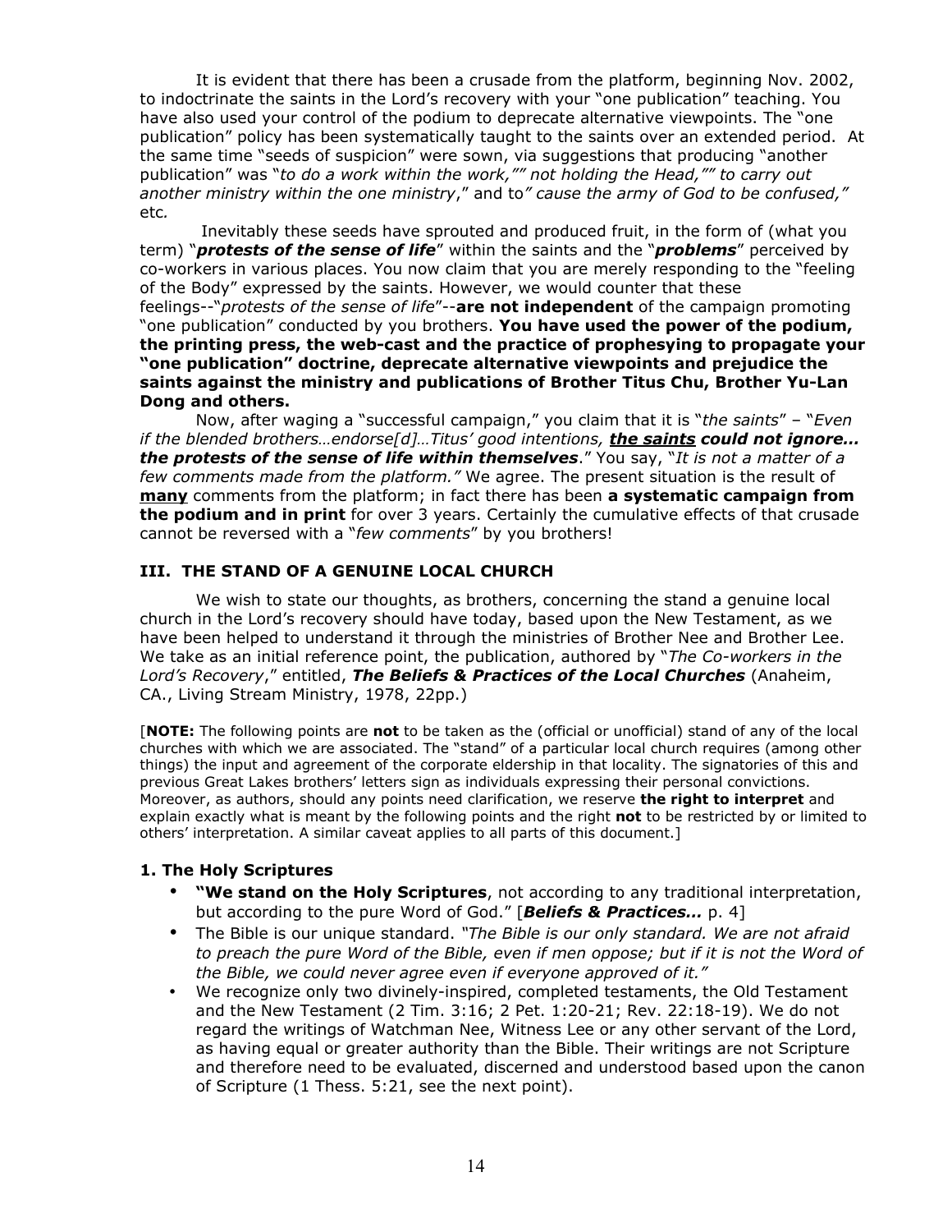It is evident that there has been a crusade from the platform, beginning Nov. 2002, to indoctrinate the saints in the Lord's recovery with your "one publication" teaching. You have also used your control of the podium to deprecate alternative viewpoints. The "one publication" policy has been systematically taught to the saints over an extended period. At the same time "seeds of suspicion" were sown, via suggestions that producing "another publication" was "*to do a work within the work,"" not holding the Head,"" to carry out another ministry within the one ministry*," and to*" cause the army of God to be confused,"* etc*.*

Inevitably these seeds have sprouted and produced fruit, in the form of (what you term) "***protests of the sense of life***" within the saints and the "***problems***" perceived by co-workers in various places. You now claim that you are merely responding to the "feeling of the Body" expressed by the saints. However, we would counter that these feelings--"*protests of the sense of life*"--**are not independent** of the campaign promoting "one publication" conducted by you brothers. **You have used the power of the podium, the printing press, the web-cast and the practice of prophesying to propagate your "one publication" doctrine, deprecate alternative viewpoints and prejudice the saints against the ministry and publications of Brother Titus Chu, Brother Yu-Lan Dong and others.**

Now, after waging a "successful campaign," you claim that it is "*the saints*" – "*Even if the blended brothers…endorse[d]…Titus' good intentions, **<u>the saints</u> could not ignore… the protests of the sense of life within themselves***." You say, "*It is not a matter of a few comments made from the platform."* We agree. The present situation is the result of **<u>many</u>** comments from the platform; in fact there has been **a systematic campaign from the podium and in print** for over 3 years. Certainly the cumulative effects of that crusade cannot be reversed with a "*few comments*" by you brothers!

### III. THE STAND OF A GENUINE LOCAL CHURCH

We wish to state our thoughts, as brothers, concerning the stand a genuine local church in the Lord's recovery should have today, based upon the New Testament, as we have been helped to understand it through the ministries of Brother Nee and Brother Lee. We take as an initial reference point, the publication, authored by "*The Co-workers in the Lord's Recovery*," entitled, ***The Beliefs & Practices of the Local Churches*** (Anaheim, CA., Living Stream Ministry, 1978, 22pp.)

[**NOTE:** The following points are **not** to be taken as the (official or unofficial) stand of any of the local churches with which we are associated. The "stand" of a particular local church requires (among other things) the input and agreement of the corporate eldership in that locality. The signatories of this and previous Great Lakes brothers' letters sign as individuals expressing their personal convictions. Moreover, as authors, should any points need clarification, we reserve **the right to interpret** and explain exactly what is meant by the following points and the right **not** to be restricted by or limited to others' interpretation. A similar caveat applies to all parts of this document.]

#### 1. The Holy Scriptures

- **"We stand on the Holy Scriptures**, not according to any traditional interpretation, but according to the pure Word of God." [***Beliefs & Practices…*** p. 4]
- The Bible is our unique standard. *"The Bible is our only standard. We are not afraid to preach the pure Word of the Bible, even if men oppose; but if it is not the Word of the Bible, we could never agree even if everyone approved of it."*
- We recognize only two divinely-inspired, completed testaments, the Old Testament and the New Testament (2 Tim. 3:16; 2 Pet. 1:20-21; Rev. 22:18-19). We do not regard the writings of Watchman Nee, Witness Lee or any other servant of the Lord, as having equal or greater authority than the Bible. Their writings are not Scripture and therefore need to be evaluated, discerned and understood based upon the canon of Scripture (1 Thess. 5:21, see the next point).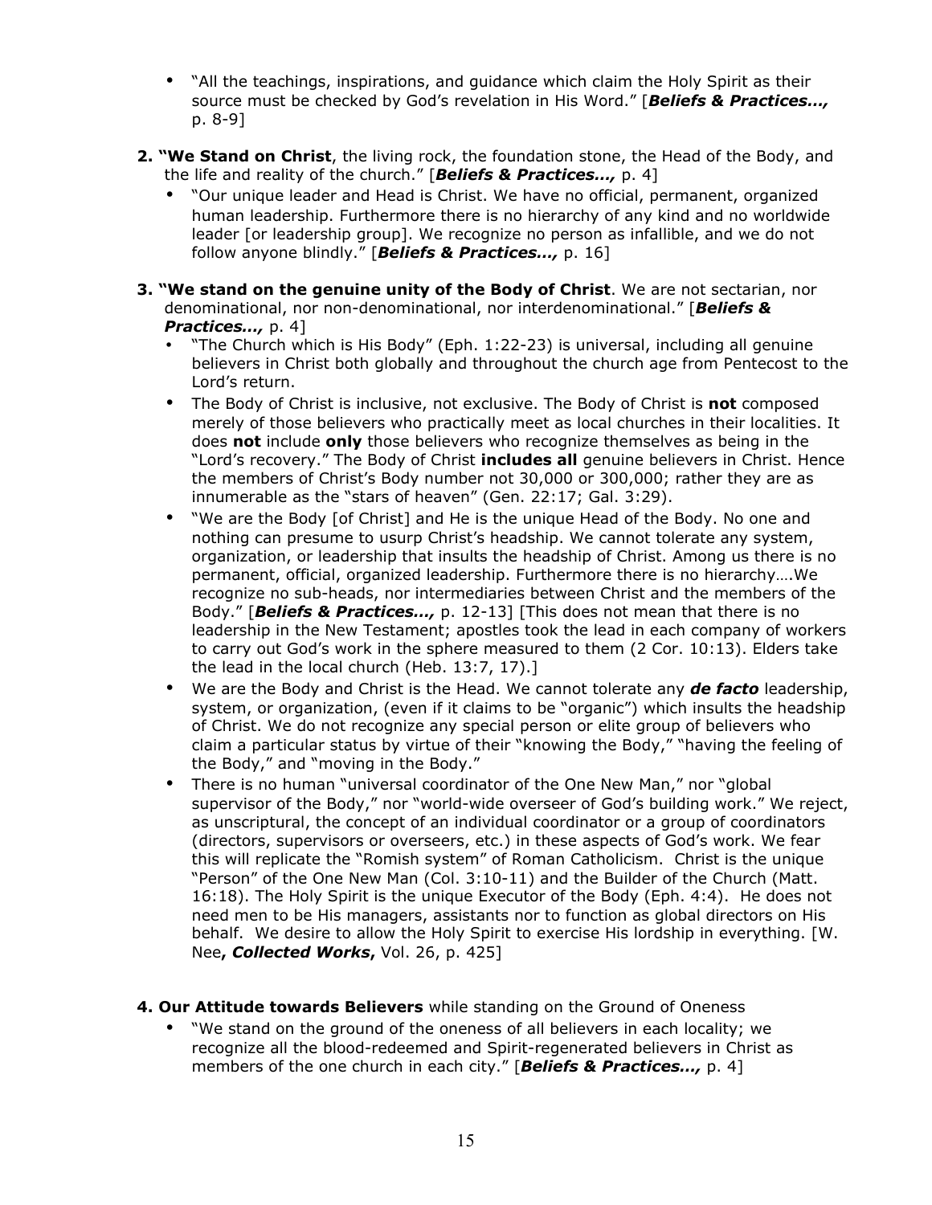- "All the teachings, inspirations, and guidance which claim the Holy Spirit as their source must be checked by God's revelation in His Word." [***Beliefs & Practices…,*** p. 8-9]

**2. "We Stand on Christ**, the living rock, the foundation stone, the Head of the Body, and the life and reality of the church." [***Beliefs & Practices…,*** p. 4]

- "Our unique leader and Head is Christ. We have no official, permanent, organized human leadership. Furthermore there is no hierarchy of any kind and no worldwide leader [or leadership group]. We recognize no person as infallible, and we do not follow anyone blindly." [***Beliefs & Practices…,*** p. 16]

**3. "We stand on the genuine unity of the Body of Christ**. We are not sectarian, nor denominational, nor non-denominational, nor interdenominational." [***Beliefs & Practices…,*** p. 4]

- "The Church which is His Body" (Eph. 1:22-23) is universal, including all genuine believers in Christ both globally and throughout the church age from Pentecost to the Lord's return.
- The Body of Christ is inclusive, not exclusive. The Body of Christ is **not** composed merely of those believers who practically meet as local churches in their localities. It does **not** include **only** those believers who recognize themselves as being in the "Lord's recovery." The Body of Christ **includes all** genuine believers in Christ. Hence the members of Christ's Body number not 30,000 or 300,000; rather they are as innumerable as the "stars of heaven" (Gen. 22:17; Gal. 3:29).
- "We are the Body [of Christ] and He is the unique Head of the Body. No one and nothing can presume to usurp Christ's headship. We cannot tolerate any system, organization, or leadership that insults the headship of Christ. Among us there is no permanent, official, organized leadership. Furthermore there is no hierarchy….We recognize no sub-heads, nor intermediaries between Christ and the members of the Body." [***Beliefs & Practices…,*** p. 12-13] [This does not mean that there is no leadership in the New Testament; apostles took the lead in each company of workers to carry out God's work in the sphere measured to them (2 Cor. 10:13). Elders take the lead in the local church (Heb. 13:7, 17).]
- We are the Body and Christ is the Head. We cannot tolerate any ***de facto*** leadership, system, or organization, (even if it claims to be "organic") which insults the headship of Christ. We do not recognize any special person or elite group of believers who claim a particular status by virtue of their "knowing the Body," "having the feeling of the Body," and "moving in the Body."
- There is no human "universal coordinator of the One New Man," nor "global supervisor of the Body," nor "world-wide overseer of God's building work." We reject, as unscriptural, the concept of an individual coordinator or a group of coordinators (directors, supervisors or overseers, etc.) in these aspects of God's work. We fear this will replicate the "Romish system" of Roman Catholicism. Christ is the unique "Person" of the One New Man (Col. 3:10-11) and the Builder of the Church (Matt. 16:18). The Holy Spirit is the unique Executor of the Body (Eph. 4:4). He does not need men to be His managers, assistants nor to function as global directors on His behalf. We desire to allow the Holy Spirit to exercise His lordship in everything. [W. Nee**, *Collected Works*,** Vol. 26, p. 425]

**4. Our Attitude towards Believers** while standing on the Ground of Oneness

- "We stand on the ground of the oneness of all believers in each locality; we recognize all the blood-redeemed and Spirit-regenerated believers in Christ as members of the one church in each city." [***Beliefs & Practices…,*** p. 4]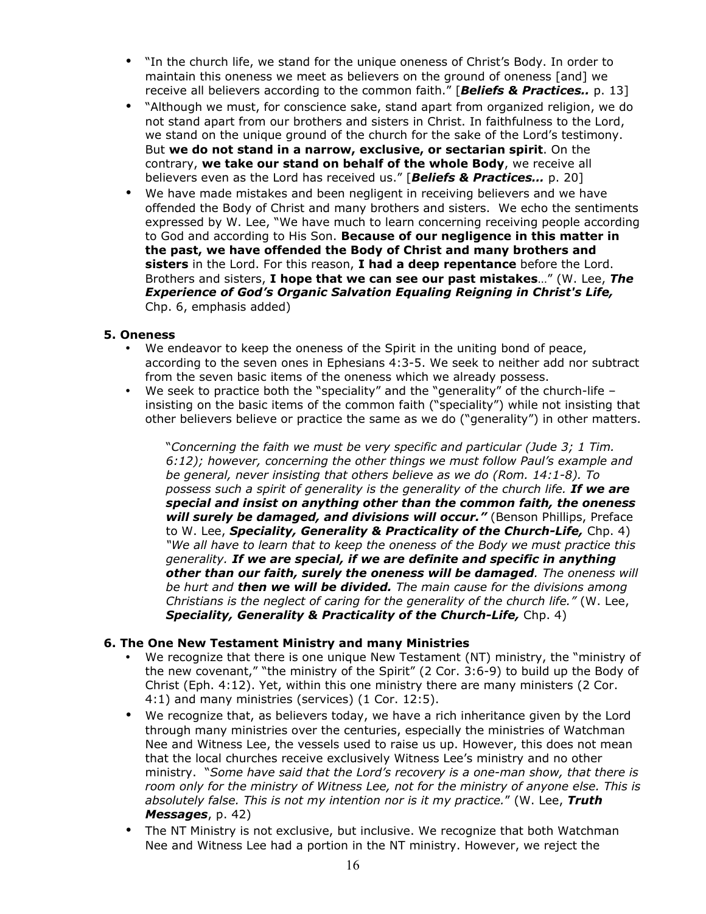- "In the church life, we stand for the unique oneness of Christ's Body. In order to maintain this oneness we meet as believers on the ground of oneness [and] we receive all believers according to the common faith." [***Beliefs & Practices..*** p. 13]
- "Although we must, for conscience sake, stand apart from organized religion, we do not stand apart from our brothers and sisters in Christ. In faithfulness to the Lord, we stand on the unique ground of the church for the sake of the Lord's testimony. But **we do not stand in a narrow, exclusive, or sectarian spirit**. On the contrary, **we take our stand on behalf of the whole Body**, we receive all believers even as the Lord has received us." [***Beliefs & Practices…*** p. 20]
- We have made mistakes and been negligent in receiving believers and we have offended the Body of Christ and many brothers and sisters. We echo the sentiments expressed by W. Lee, "We have much to learn concerning receiving people according to God and according to His Son. **Because of our negligence in this matter in the past, we have offended the Body of Christ and many brothers and sisters** in the Lord. For this reason, **I had a deep repentance** before the Lord. Brothers and sisters, **I hope that we can see our past mistakes**…" (W. Lee, ***The Experience of God's Organic Salvation Equaling Reigning in Christ's Life,*** Chp. 6, emphasis added)

**5. Oneness**

- We endeavor to keep the oneness of the Spirit in the uniting bond of peace, according to the seven ones in Ephesians 4:3-5. We seek to neither add nor subtract from the seven basic items of the oneness which we already possess.
- We seek to practice both the "speciality" and the "generality" of the church-life – insisting on the basic items of the common faith ("speciality") while not insisting that other believers believe or practice the same as we do ("generality") in other matters.

> "*Concerning the faith we must be very specific and particular (Jude 3; 1 Tim. 6:12); however, concerning the other things we must follow Paul's example and be general, never insisting that others believe as we do (Rom. 14:1-8). To possess such a spirit of generality is the generality of the church life.* ***If we are special and insist on anything other than the common faith, the oneness will surely be damaged, and divisions will occur."*** (Benson Phillips, Preface to W. Lee, ***Speciality, Generality & Practicality of the Church-Life,*** Chp. 4) *"We all have to learn that to keep the oneness of the Body we must practice this generality.* ***If we are special, if we are definite and specific in anything other than our faith, surely the oneness will be damaged****. The oneness will be hurt and* ***then we will be divided.*** *The main cause for the divisions among Christians is the neglect of caring for the generality of the church life."* (W. Lee, ***Speciality, Generality & Practicality of the Church-Life,*** Chp. 4)

**6. The One New Testament Ministry and many Ministries**

- We recognize that there is one unique New Testament (NT) ministry, the "ministry of the new covenant," "the ministry of the Spirit" (2 Cor. 3:6-9) to build up the Body of Christ (Eph. 4:12). Yet, within this one ministry there are many ministers (2 Cor. 4:1) and many ministries (services) (1 Cor. 12:5).
- We recognize that, as believers today, we have a rich inheritance given by the Lord through many ministries over the centuries, especially the ministries of Watchman Nee and Witness Lee, the vessels used to raise us up. However, this does not mean that the local churches receive exclusively Witness Lee's ministry and no other ministry. "*Some have said that the Lord's recovery is a one-man show, that there is room only for the ministry of Witness Lee, not for the ministry of anyone else. This is absolutely false. This is not my intention nor is it my practice.*" (W. Lee, ***Truth Messages***, p. 42)
- The NT Ministry is not exclusive, but inclusive. We recognize that both Watchman Nee and Witness Lee had a portion in the NT ministry. However, we reject the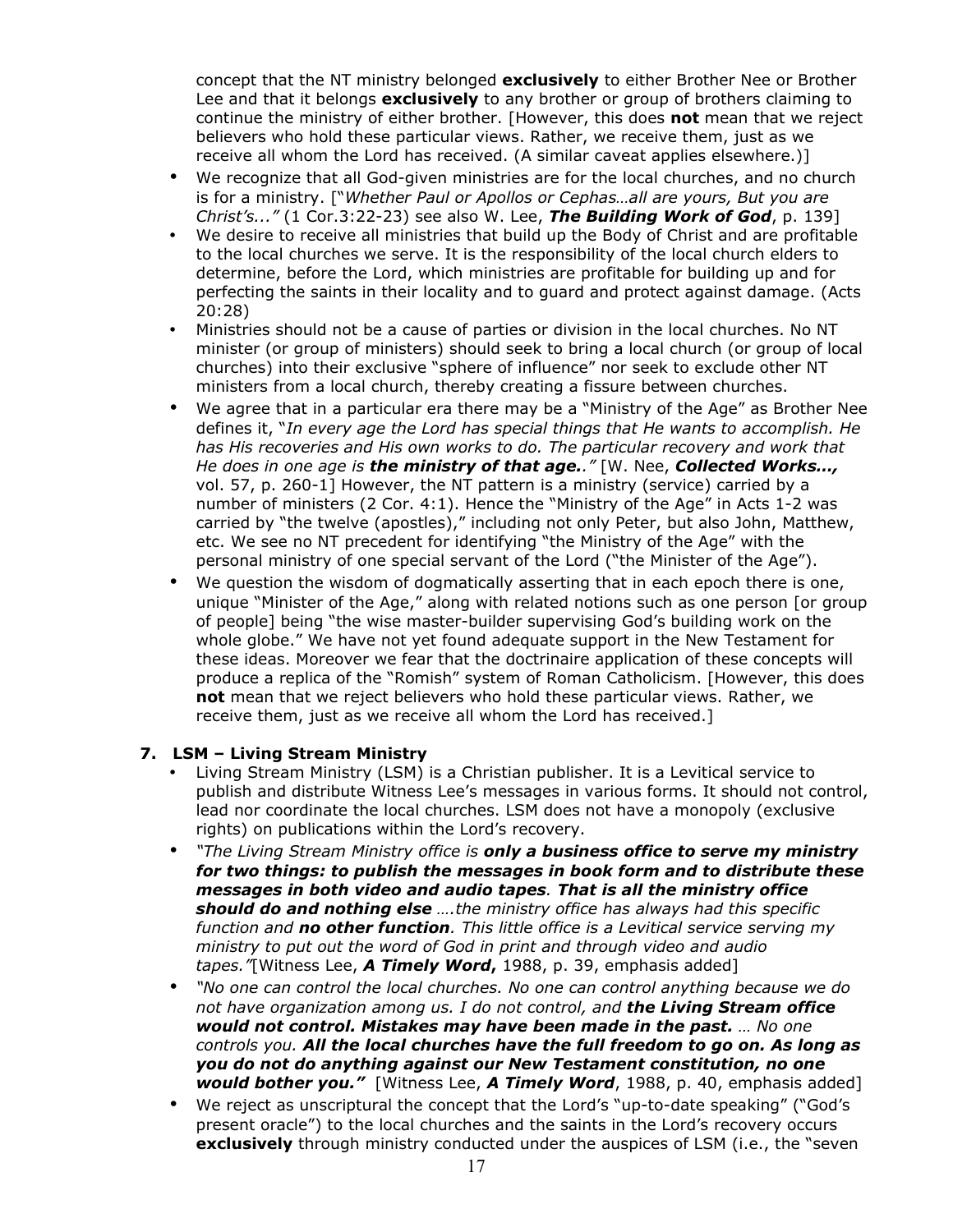concept that the NT ministry belonged **exclusively** to either Brother Nee or Brother Lee and that it belongs **exclusively** to any brother or group of brothers claiming to continue the ministry of either brother. [However, this does **not** mean that we reject believers who hold these particular views. Rather, we receive them, just as we receive all whom the Lord has received. (A similar caveat applies elsewhere.)]

- We recognize that all God-given ministries are for the local churches, and no church is for a ministry. ["*Whether Paul or Apollos or Cephas…all are yours, But you are Christ's...*" (1 Cor.3:22-23) see also W. Lee, ***The Building Work of God***, p. 139]
- We desire to receive all ministries that build up the Body of Christ and are profitable to the local churches we serve. It is the responsibility of the local church elders to determine, before the Lord, which ministries are profitable for building up and for perfecting the saints in their locality and to guard and protect against damage. (Acts 20:28)
- Ministries should not be a cause of parties or division in the local churches. No NT minister (or group of ministers) should seek to bring a local church (or group of local churches) into their exclusive "sphere of influence" nor seek to exclude other NT ministers from a local church, thereby creating a fissure between churches.
- We agree that in a particular era there may be a "Ministry of the Age" as Brother Nee defines it, "*In every age the Lord has special things that He wants to accomplish. He has His recoveries and His own works to do. The particular recovery and work that He does in one age is **the ministry of that age.**.*" [W. Nee, ***Collected Works...,*** vol. 57, p. 260-1] However, the NT pattern is a ministry (service) carried by a number of ministers (2 Cor. 4:1). Hence the "Ministry of the Age" in Acts 1-2 was carried by "the twelve (apostles)," including not only Peter, but also John, Matthew, etc. We see no NT precedent for identifying "the Ministry of the Age" with the personal ministry of one special servant of the Lord ("the Minister of the Age").
- We question the wisdom of dogmatically asserting that in each epoch there is one, unique "Minister of the Age," along with related notions such as one person [or group of people] being "the wise master-builder supervising God's building work on the whole globe." We have not yet found adequate support in the New Testament for these ideas. Moreover we fear that the doctrinaire application of these concepts will produce a replica of the "Romish" system of Roman Catholicism. [However, this does **not** mean that we reject believers who hold these particular views. Rather, we receive them, just as we receive all whom the Lord has received.]

### 7. LSM – Living Stream Ministry

- Living Stream Ministry (LSM) is a Christian publisher. It is a Levitical service to publish and distribute Witness Lee's messages in various forms. It should not control, lead nor coordinate the local churches. LSM does not have a monopoly (exclusive rights) on publications within the Lord's recovery.
- *"The Living Stream Ministry office is **only a business office to serve my ministry for two things: to publish the messages in book form and to distribute these messages in both video and audio tapes**. **That is all the ministry office should do and nothing else** ….the ministry office has always had this specific function and **no other function**. This little office is a Levitical service serving my ministry to put out the word of God in print and through video and audio tapes."*[Witness Lee, ***A Timely Word***, 1988, p. 39, emphasis added]
- *"No one can control the local churches. No one can control anything because we do not have organization among us. I do not control, and **the Living Stream office would not control. Mistakes may have been made in the past.** … No one controls you. **All the local churches have the full freedom to go on. As long as you do not do anything against our New Testament constitution, no one would bother you.**"* [Witness Lee, ***A Timely Word***, 1988, p. 40, emphasis added]
- We reject as unscriptural the concept that the Lord's "up-to-date speaking" ("God's present oracle") to the local churches and the saints in the Lord's recovery occurs **exclusively** through ministry conducted under the auspices of LSM (i.e., the "seven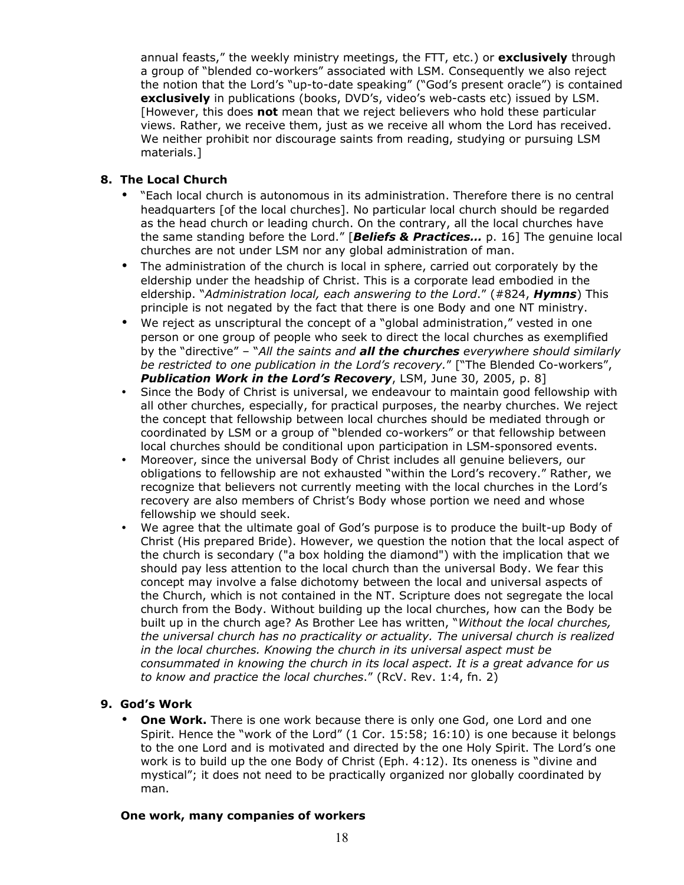annual feasts," the weekly ministry meetings, the FTT, etc.) or **exclusively** through a group of "blended co-workers" associated with LSM. Consequently we also reject the notion that the Lord's "up-to-date speaking" ("God's present oracle") is contained **exclusively** in publications (books, DVD's, video's web-casts etc) issued by LSM. [However, this does **not** mean that we reject believers who hold these particular views. Rather, we receive them, just as we receive all whom the Lord has received. We neither prohibit nor discourage saints from reading, studying or pursuing LSM materials.]

### 8. The Local Church

- "Each local church is autonomous in its administration. Therefore there is no central headquarters [of the local churches]. No particular local church should be regarded as the head church or leading church. On the contrary, all the local churches have the same standing before the Lord." [***Beliefs & Practices…*** p. 16] The genuine local churches are not under LSM nor any global administration of man.
- The administration of the church is local in sphere, carried out corporately by the eldership under the headship of Christ. This is a corporate lead embodied in the eldership. "*Administration local, each answering to the Lord*." (#824, ***Hymns***) This principle is not negated by the fact that there is one Body and one NT ministry.
- We reject as unscriptural the concept of a "global administration," vested in one person or one group of people who seek to direct the local churches as exemplified by the "directive" – "*All the saints and **all the churches** everywhere should similarly be restricted to one publication in the Lord's recovery.*" ["The Blended Co-workers", ***Publication Work in the Lord's Recovery***, LSM, June 30, 2005, p. 8]
- Since the Body of Christ is universal, we endeavour to maintain good fellowship with all other churches, especially, for practical purposes, the nearby churches. We reject the concept that fellowship between local churches should be mediated through or coordinated by LSM or a group of "blended co-workers" or that fellowship between local churches should be conditional upon participation in LSM-sponsored events.
- Moreover, since the universal Body of Christ includes all genuine believers, our obligations to fellowship are not exhausted "within the Lord's recovery." Rather, we recognize that believers not currently meeting with the local churches in the Lord's recovery are also members of Christ's Body whose portion we need and whose fellowship we should seek.
- We agree that the ultimate goal of God's purpose is to produce the built-up Body of Christ (His prepared Bride). However, we question the notion that the local aspect of the church is secondary ("a box holding the diamond") with the implication that we should pay less attention to the local church than the universal Body. We fear this concept may involve a false dichotomy between the local and universal aspects of the Church, which is not contained in the NT. Scripture does not segregate the local church from the Body. Without building up the local churches, how can the Body be built up in the church age? As Brother Lee has written, "*Without the local churches, the universal church has no practicality or actuality. The universal church is realized in the local churches. Knowing the church in its universal aspect must be consummated in knowing the church in its local aspect. It is a great advance for us to know and practice the local churches*." (RcV. Rev. 1:4, fn. 2)

### 9. God's Work

- **One Work.** There is one work because there is only one God, one Lord and one Spirit. Hence the "work of the Lord" (1 Cor. 15:58; 16:10) is one because it belongs to the one Lord and is motivated and directed by the one Holy Spirit. The Lord's one work is to build up the one Body of Christ (Eph. 4:12). Its oneness is "divine and mystical"; it does not need to be practically organized nor globally coordinated by man.

**One work, many companies of workers**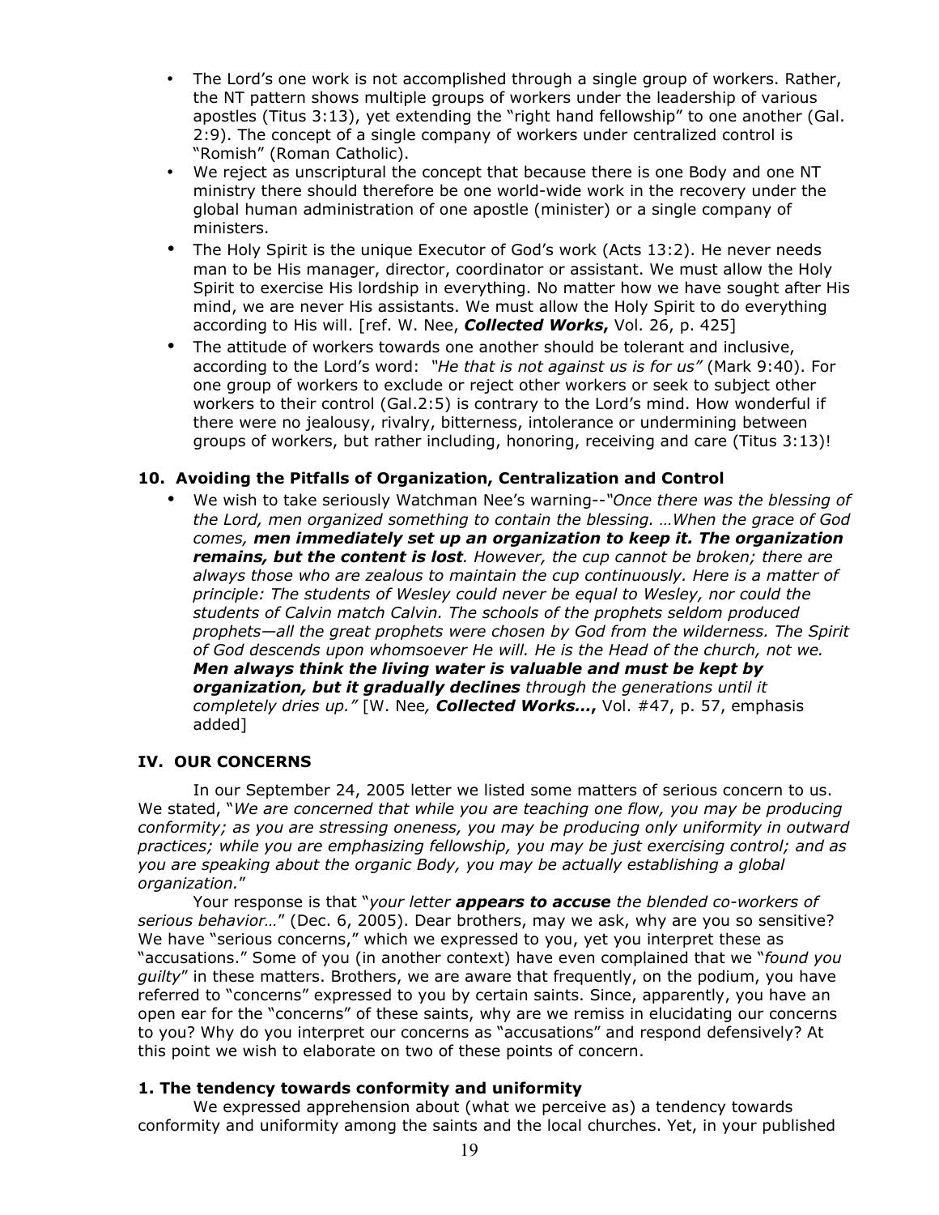- The Lord's one work is not accomplished through a single group of workers. Rather, the NT pattern shows multiple groups of workers under the leadership of various apostles (Titus 3:13), yet extending the "right hand fellowship" to one another (Gal. 2:9). The concept of a single company of workers under centralized control is "Romish" (Roman Catholic).
- We reject as unscriptural the concept that because there is one Body and one NT ministry there should therefore be one world-wide work in the recovery under the global human administration of one apostle (minister) or a single company of ministers.
- The Holy Spirit is the unique Executor of God's work (Acts 13:2). He never needs man to be His manager, director, coordinator or assistant. We must allow the Holy Spirit to exercise His lordship in everything. No matter how we have sought after His mind, we are never His assistants. We must allow the Holy Spirit to do everything according to His will. [ref. W. Nee, ***Collected Works***, Vol. 26, p. 425]
- The attitude of workers towards one another should be tolerant and inclusive, according to the Lord's word: *"He that is not against us is for us"* (Mark 9:40). For one group of workers to exclude or reject other workers or seek to subject other workers to their control (Gal.2:5) is contrary to the Lord's mind. How wonderful if there were no jealousy, rivalry, bitterness, intolerance or undermining between groups of workers, but rather including, honoring, receiving and care (Titus 3:13)!

### 10. Avoiding the Pitfalls of Organization, Centralization and Control

- We wish to take seriously Watchman Nee's warning--*"Once there was the blessing of the Lord, men organized something to contain the blessing. …When the grace of God comes, **men immediately set up an organization to keep it. The organization remains, but the content is lost**. However, the cup cannot be broken; there are always those who are zealous to maintain the cup continuously. Here is a matter of principle: The students of Wesley could never be equal to Wesley, nor could the students of Calvin match Calvin. The schools of the prophets seldom produced prophets—all the great prophets were chosen by God from the wilderness. The Spirit of God descends upon whomsoever He will. He is the Head of the church, not we. **Men always think the living water is valuable and must be kept by organization, but it gradually declines** through the generations until it completely dries up."* [W. Nee*,* ***Collected Works…***, Vol. #47, p. 57, emphasis added]

## IV. OUR CONCERNS

In our September 24, 2005 letter we listed some matters of serious concern to us. We stated, "*We are concerned that while you are teaching one flow, you may be producing conformity; as you are stressing oneness, you may be producing only uniformity in outward practices; while you are emphasizing fellowship, you may be just exercising control; and as you are speaking about the organic Body, you may be actually establishing a global organization.*"

Your response is that "*your letter **appears to accuse** the blended co-workers of serious behavior…*" (Dec. 6, 2005). Dear brothers, may we ask, why are you so sensitive? We have "serious concerns," which we expressed to you, yet you interpret these as "accusations." Some of you (in another context) have even complained that we "*found you guilty*" in these matters. Brothers, we are aware that frequently, on the podium, you have referred to "concerns" expressed to you by certain saints. Since, apparently, you have an open ear for the "concerns" of these saints, why are we remiss in elucidating our concerns to you? Why do you interpret our concerns as "accusations" and respond defensively? At this point we wish to elaborate on two of these points of concern.

### 1. The tendency towards conformity and uniformity

We expressed apprehension about (what we perceive as) a tendency towards conformity and uniformity among the saints and the local churches. Yet, in your published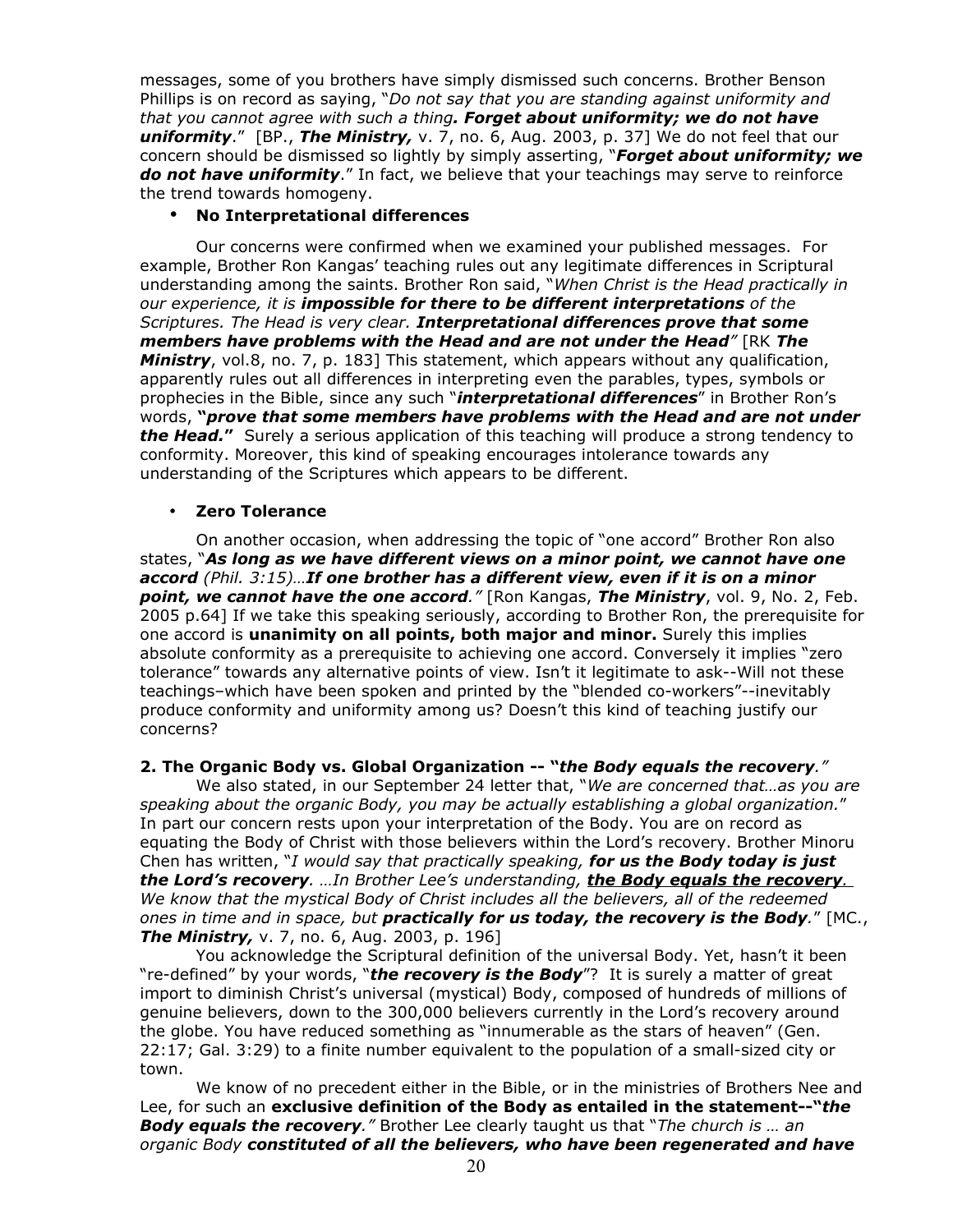messages, some of you brothers have simply dismissed such concerns. Brother Benson Phillips is on record as saying, "*Do not say that you are standing against uniformity and that you cannot agree with such a thing**. Forget about uniformity; we do not have uniformity***." [BP., ***The Ministry,*** v. 7, no. 6, Aug. 2003, p. 37] We do not feel that our concern should be dismissed so lightly by simply asserting, "***Forget about uniformity; we do not have uniformity***." In fact, we believe that your teachings may serve to reinforce the trend towards homogeny.

- **No Interpretational differences**

Our concerns were confirmed when we examined your published messages. For example, Brother Ron Kangas' teaching rules out any legitimate differences in Scriptural understanding among the saints. Brother Ron said, "*When Christ is the Head practically in our experience, it is **impossible for there to be different interpretations** of the Scriptures. The Head is very clear. **Interpretational differences prove that some members have problems with the Head and are not under the Head**"* [RK ***The Ministry***, vol.8, no. 7, p. 183] This statement, which appears without any qualification, apparently rules out all differences in interpreting even the parables, types, symbols or prophecies in the Bible, since any such "***interpretational differences***" in Brother Ron's words, **"*prove that some members have problems with the Head and are not under the Head.*"** Surely a serious application of this teaching will produce a strong tendency to conformity. Moreover, this kind of speaking encourages intolerance towards any understanding of the Scriptures which appears to be different.

- **Zero Tolerance**

On another occasion, when addressing the topic of "one accord" Brother Ron also states, "***As long as we have different views on a minor point, we cannot have one accord** (Phil. 3:15)…**If one brother has a different view, even if it is on a minor point, we cannot have the one accord**."* [Ron Kangas, ***The Ministry***, vol. 9, No. 2, Feb. 2005 p.64] If we take this speaking seriously, according to Brother Ron, the prerequisite for one accord is **unanimity on all points, both major and minor.** Surely this implies absolute conformity as a prerequisite to achieving one accord. Conversely it implies "zero tolerance" towards any alternative points of view. Isn't it legitimate to ask--Will not these teachings–which have been spoken and printed by the "blended co-workers"--inevitably produce conformity and uniformity among us? Doesn't this kind of teaching justify our concerns?

**2. The Organic Body vs. Global Organization -- "*the Body equals the recovery*."**

We also stated, in our September 24 letter that, "*We are concerned that…as you are speaking about the organic Body, you may be actually establishing a global organization.*" In part our concern rests upon your interpretation of the Body. You are on record as equating the Body of Christ with those believers within the Lord's recovery. Brother Minoru Chen has written, "*I would say that practically speaking, **for us the Body today is just the Lord's recovery**. …In Brother Lee's understanding, **the Body equals the recovery**. We know that the mystical Body of Christ includes all the believers, all of the redeemed ones in time and in space, but **practically for us today, the recovery is the Body**.*" [MC., ***The Ministry,*** v. 7, no. 6, Aug. 2003, p. 196]

You acknowledge the Scriptural definition of the universal Body. Yet, hasn't it been "re-defined" by your words, "***the recovery is the Body***"? It is surely a matter of great import to diminish Christ's universal (mystical) Body, composed of hundreds of millions of genuine believers, down to the 300,000 believers currently in the Lord's recovery around the globe. You have reduced something as "innumerable as the stars of heaven" (Gen. 22:17; Gal. 3:29) to a finite number equivalent to the population of a small-sized city or town.

We know of no precedent either in the Bible, or in the ministries of Brothers Nee and Lee, for such an **exclusive definition of the Body as entailed in the statement--"*the Body equals the recovery*."** Brother Lee clearly taught us that "*The church is … an organic Body **constituted of all the believers, who have been regenerated and have***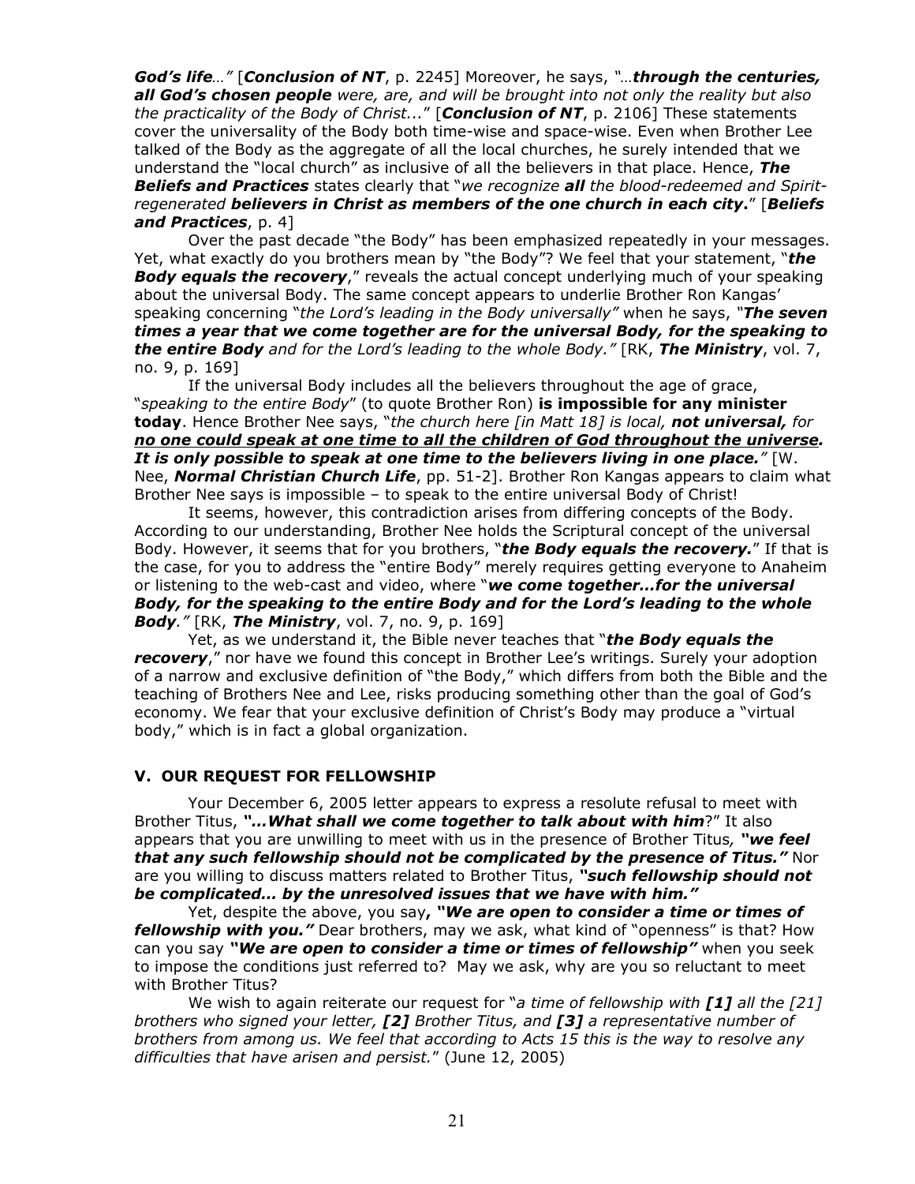***God's life…"*** [***Conclusion of NT***, p. 2245] Moreover, he says, *"…**through the centuries, all God's chosen people** were, are, and will be brought into not only the reality but also the practicality of the Body of Christ...*" [***Conclusion of NT***, p. 2106] These statements cover the universality of the Body both time-wise and space-wise. Even when Brother Lee talked of the Body as the aggregate of all the local churches, he surely intended that we understand the "local church" as inclusive of all the believers in that place. Hence, ***The Beliefs and Practices*** states clearly that "*we recognize **all** the blood-redeemed and Spirit-regenerated **believers in Christ as members of the one church in each city**.*" [***Beliefs and Practices***, p. 4]

Over the past decade "the Body" has been emphasized repeatedly in your messages. Yet, what exactly do you brothers mean by "the Body"? We feel that your statement, "***the Body equals the recovery***," reveals the actual concept underlying much of your speaking about the universal Body. The same concept appears to underlie Brother Ron Kangas' speaking concerning "*the Lord's leading in the Body universally"* when he says, *"**The seven times a year that we come together are for the universal Body, for the speaking to the entire Body** and for the Lord's leading to the whole Body."* [RK, ***The Ministry***, vol. 7, no. 9, p. 169]

If the universal Body includes all the believers throughout the age of grace, "*speaking to the entire Body*" (to quote Brother Ron) **is impossible for any minister today**. Hence Brother Nee says, "*the church here [in Matt 18] is local, **not universal,** for **<u>no one could speak at one time to all the children of God throughout the universe</u>. It is only possible to speak at one time to the believers living in one place."*** [W. Nee, ***Normal Christian Church Life***, pp. 51-2]. Brother Ron Kangas appears to claim what Brother Nee says is impossible – to speak to the entire universal Body of Christ!

It seems, however, this contradiction arises from differing concepts of the Body. According to our understanding, Brother Nee holds the Scriptural concept of the universal Body. However, it seems that for you brothers, "***the Body equals the recovery.***" If that is the case, for you to address the "entire Body" merely requires getting everyone to Anaheim or listening to the web-cast and video, where "***we come together…for the universal Body, for the speaking to the entire Body and for the Lord's leading to the whole Body**."* [RK, ***The Ministry***, vol. 7, no. 9, p. 169]

Yet, as we understand it, the Bible never teaches that "***the Body equals the recovery***," nor have we found this concept in Brother Lee's writings. Surely your adoption of a narrow and exclusive definition of "the Body," which differs from both the Bible and the teaching of Brothers Nee and Lee, risks producing something other than the goal of God's economy. We fear that your exclusive definition of Christ's Body may produce a "virtual body," which is in fact a global organization.

## V. OUR REQUEST FOR FELLOWSHIP

Your December 6, 2005 letter appears to express a resolute refusal to meet with Brother Titus, ***"…What shall we come together to talk about with him***?" It also appears that you are unwilling to meet with us in the presence of Brother Titus*,* ***"we feel that any such fellowship should not be complicated by the presence of Titus."*** Nor are you willing to discuss matters related to Brother Titus, ***"such fellowship should not be complicated… by the unresolved issues that we have with him."***

Yet, despite the above, you say***, "We are open to consider a time or times of fellowship with you."*** Dear brothers, may we ask, what kind of "openness" is that? How can you say ***"We are open to consider a time or times of fellowship"*** when you seek to impose the conditions just referred to? May we ask, why are you so reluctant to meet with Brother Titus?

We wish to again reiterate our request for "*a time of fellowship with **[1]** all the [21] brothers who signed your letter, **[2]** Brother Titus, and **[3]** a representative number of brothers from among us. We feel that according to Acts 15 this is the way to resolve any difficulties that have arisen and persist.*" (June 12, 2005)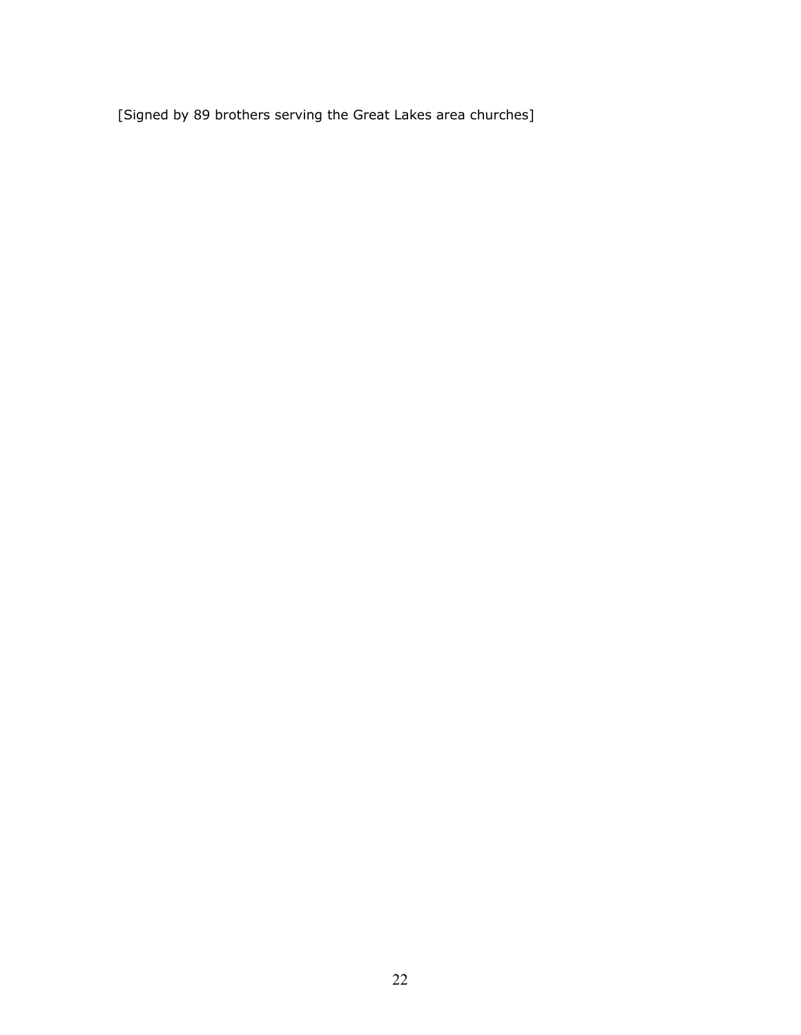[Signed by 89 brothers serving the Great Lakes area churches]